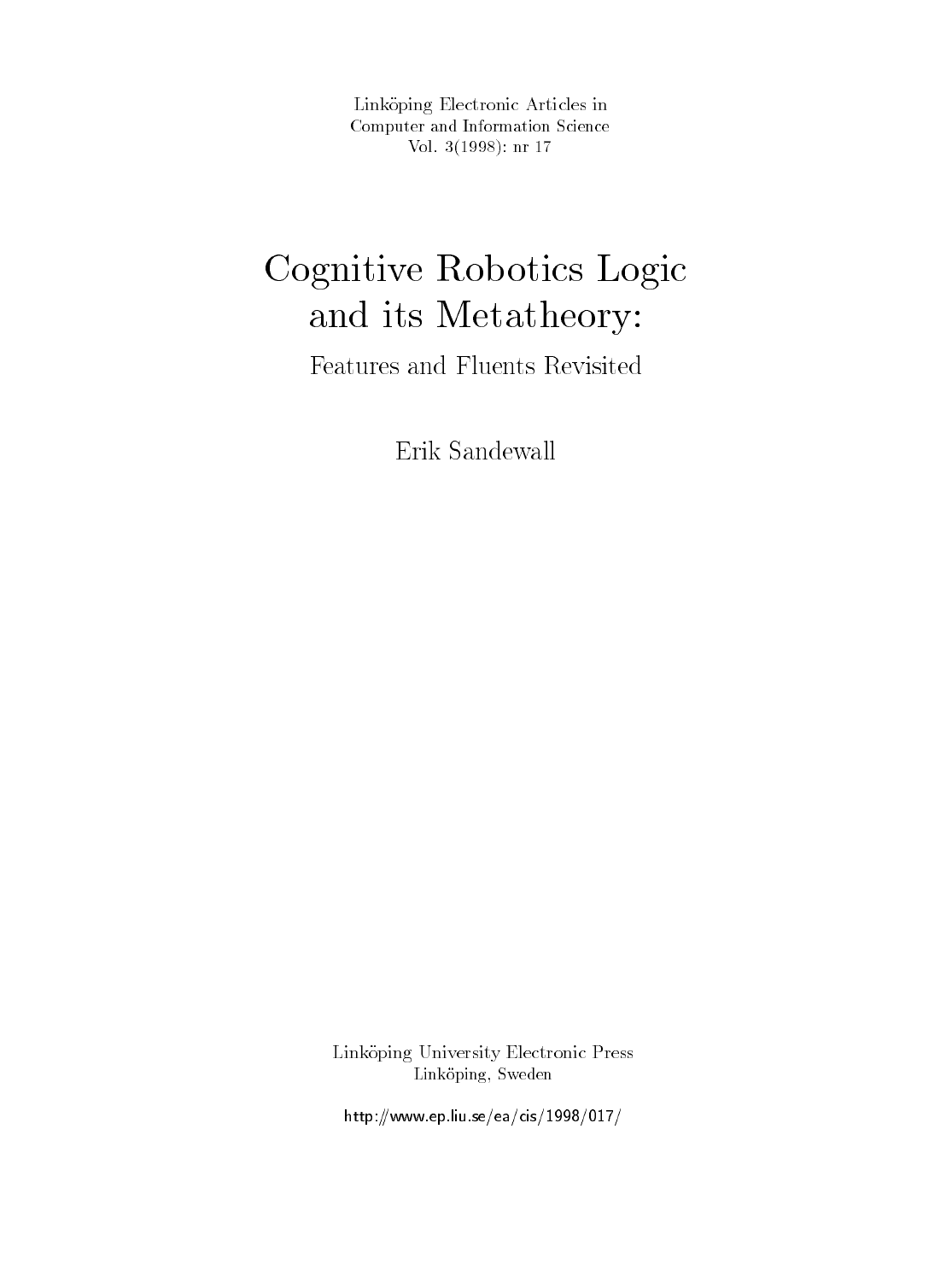Linköping Electronic Articles in
Computer and Information Science
Vol. 3(1998): nr 17

# Cognitive Robotics Logic and its Metatheory:

## Features and Fluents Revisited

Erik Sandewall

Linköping University Electronic Press
Linköping, Sweden

http://www.ep.liu.se/ea/cis/1998/017/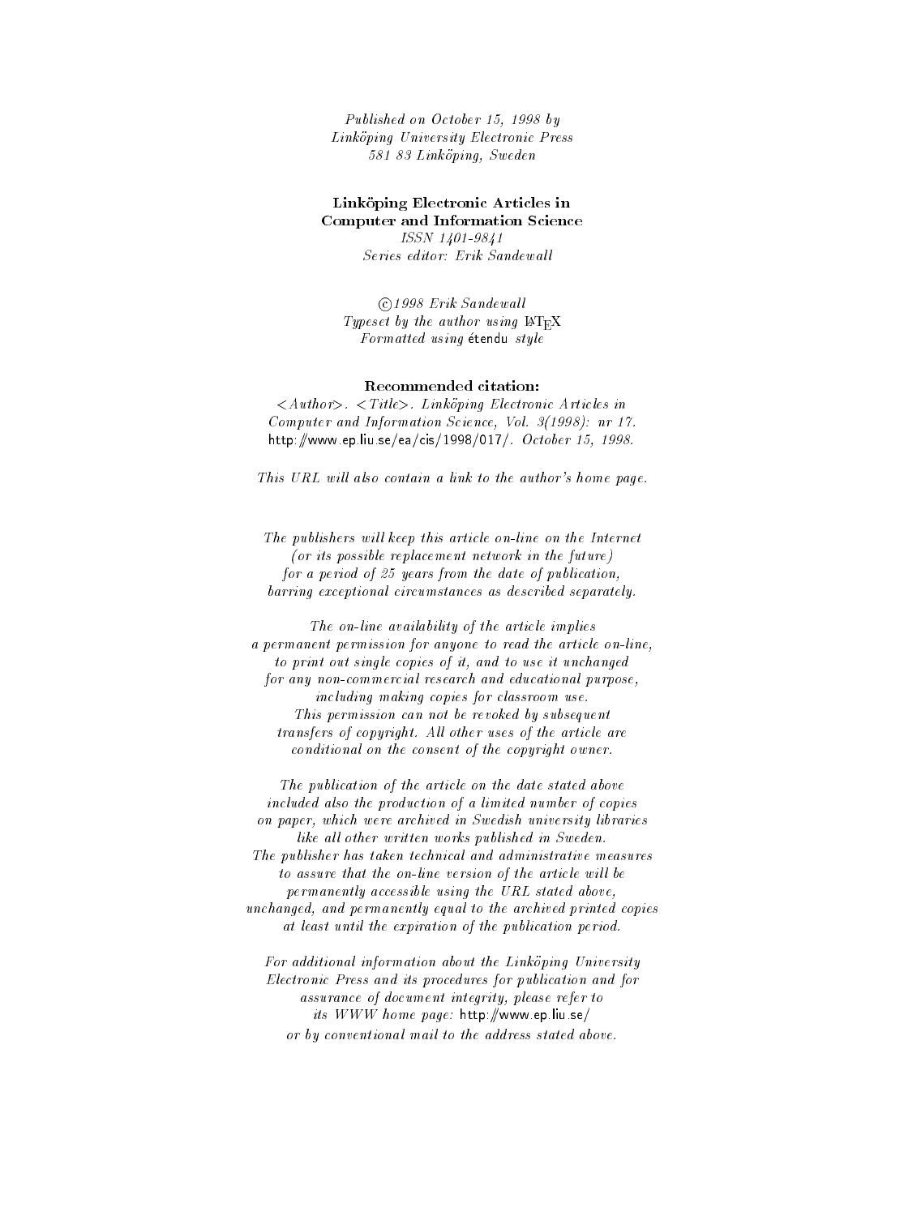*Published on October 15, 1998 by*
*Linköping University Electronic Press*
*581 83 Linköping, Sweden*

**Linköping Electronic Articles in**
**Computer and Information Science**
*ISSN 1401-9841*
*Series editor: Erik Sandewall*

*©1998 Erik Sandewall*
*Typeset by the author using LaTeX*
*Formatted using* étendu *style*

**Recommended citation:**
*<Author>. <Title>. Linköping Electronic Articles in Computer and Information Science, Vol. 3(1998): nr 17.* http://www.ep.liu.se/ea/cis/1998/017/. *October 15, 1998.*

*This URL will also contain a link to the author's home page.*

*The publishers will keep this article on-line on the Internet (or its possible replacement network in the future) for a period of 25 years from the date of publication, barring exceptional circumstances as described separately.*

*The on-line availability of the article implies a permanent permission for anyone to read the article on-line, to print out single copies of it, and to use it unchanged for any non-commercial research and educational purpose, including making copies for classroom use. This permission can not be revoked by subsequent transfers of copyright. All other uses of the article are conditional on the consent of the copyright owner.*

*The publication of the article on the date stated above included also the production of a limited number of copies on paper, which were archived in Swedish university libraries like all other written works published in Sweden. The publisher has taken technical and administrative measures to assure that the on-line version of the article will be permanently accessible using the URL stated above, unchanged, and permanently equal to the archived printed copies at least until the expiration of the publication period.*

*For additional information about the Linköping University Electronic Press and its procedures for publication and for assurance of document integrity, please refer to its WWW home page:* http://www.ep.liu.se/ *or by conventional mail to the address stated above.*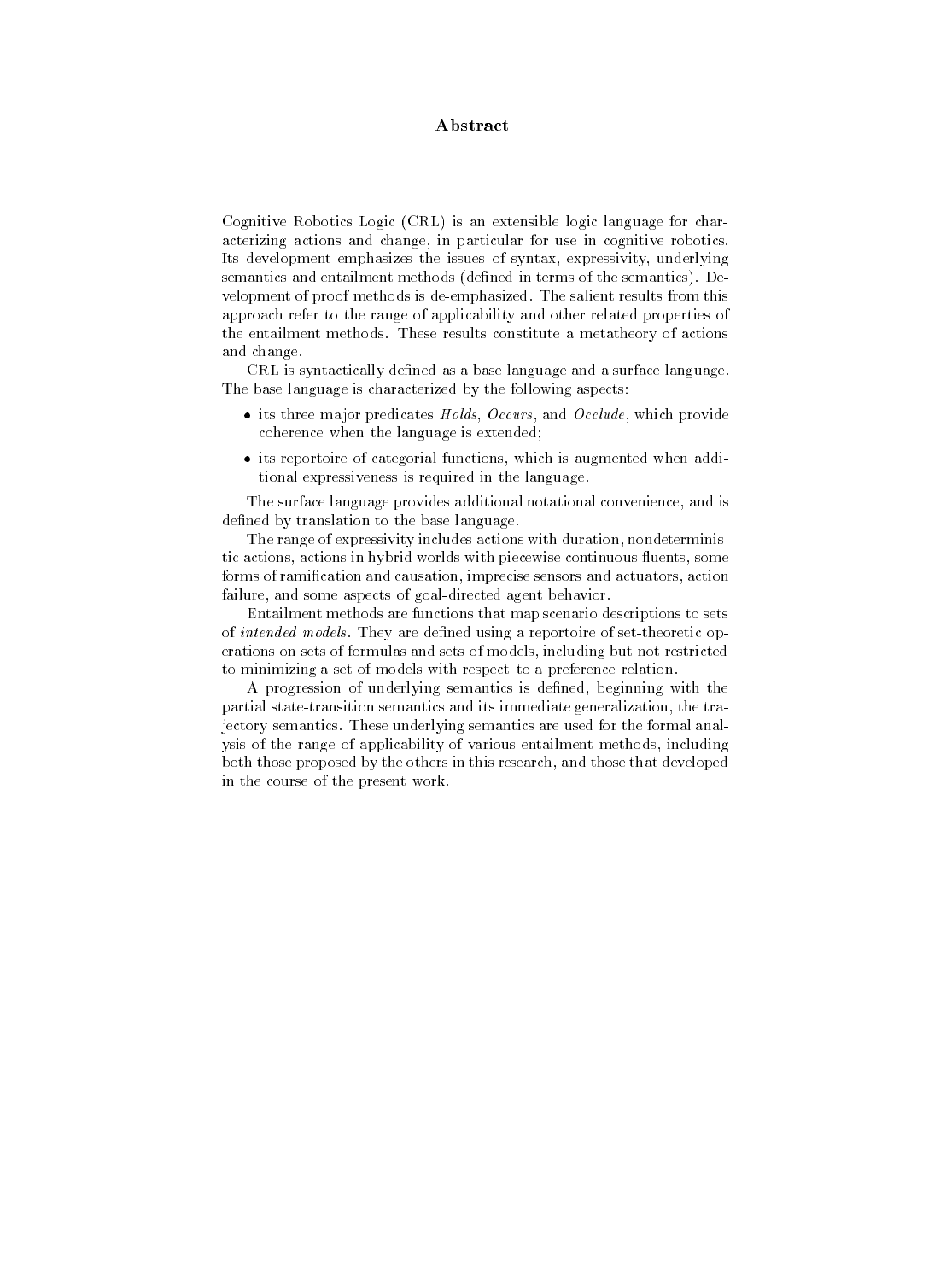# Abstract

Cognitive Robotics Logic (CRL) is an extensible logic language for characterizing actions and change, in particular for use in cognitive robotics. Its development emphasizes the issues of syntax, expressivity, underlying semantics and entailment methods (defined in terms of the semantics). Development of proof methods is de-emphasized. The salient results from this approach refer to the range of applicability and other related properties of the entailment methods. These results constitute a metatheory of actions and change.

CRL is syntactically defined as a base language and a surface language. The base language is characterized by the following aspects:

- its three major predicates *Holds*, *Occurs*, and *Occlude*, which provide coherence when the language is extended;
- its reportoire of categorial functions, which is augmented when additional expressiveness is required in the language.

The surface language provides additional notational convenience, and is defined by translation to the base language.

The range of expressivity includes actions with duration, nondeterministic actions, actions in hybrid worlds with piecewise continuous fluents, some forms of ramification and causation, imprecise sensors and actuators, action failure, and some aspects of goal-directed agent behavior.

Entailment methods are functions that map scenario descriptions to sets of *intended models*. They are defined using a reportoire of set-theoretic operations on sets of formulas and sets of models, including but not restricted to minimizing a set of models with respect to a preference relation.

A progression of underlying semantics is defined, beginning with the partial state-transition semantics and its immediate generalization, the trajectory semantics. These underlying semantics are used for the formal analysis of the range of applicability of various entailment methods, including both those proposed by the others in this research, and those that developed in the course of the present work.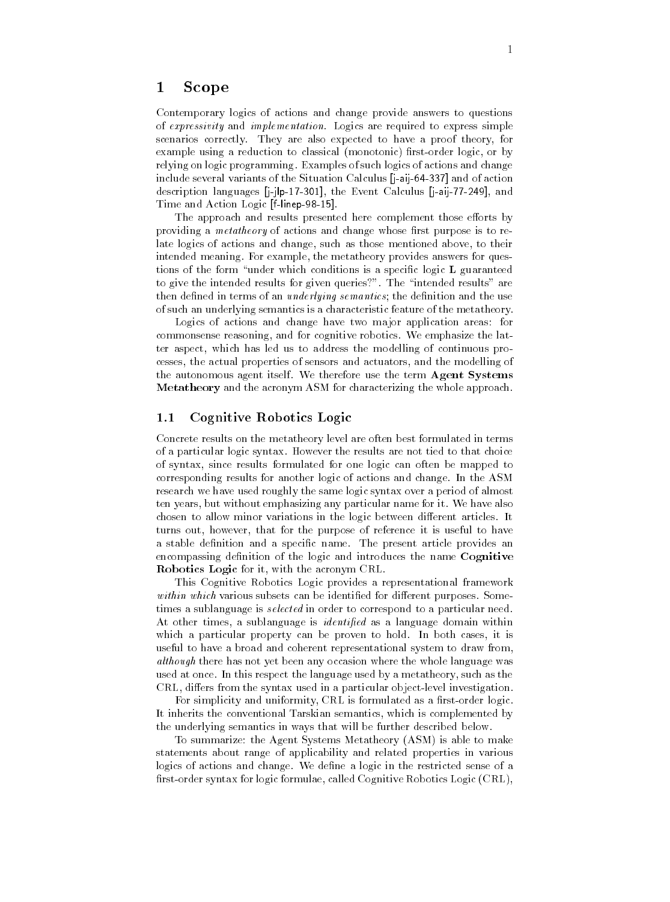# 1 Scope

Contemporary logics of actions and change provide answers to questions of *expressivity* and *implementation*. Logics are required to express simple scenarios correctly. They are also expected to have a proof theory, for example using a reduction to classical (monotonic) first-order logic, or by relying on logic programming. Examples of such logics of actions and change include several variants of the Situation Calculus [j-aij-64-337] and of action description languages [j-jlp-17-301], the Event Calculus [j-aij-77-249], and Time and Action Logic [f-linep-98-15].

The approach and results presented here complement those efforts by providing a *metatheory* of actions and change whose first purpose is to relate logics of actions and change, such as those mentioned above, to their intended meaning. For example, the metatheory provides answers for questions of the form "under which conditions is a specific logic **L** guaranteed to give the intended results for given queries?". The "intended results" are then defined in terms of an *underlying semantics*; the definition and the use of such an underlying semantics is a characteristic feature of the metatheory.

Logics of actions and change have two major application areas: for commonsense reasoning, and for cognitive robotics. We emphasize the latter aspect, which has led us to address the modelling of continuous processes, the actual properties of sensors and actuators, and the modelling of the autonomous agent itself. We therefore use the term **Agent Systems Metatheory** and the acronym ASM for characterizing the whole approach.

## 1.1 Cognitive Robotics Logic

Concrete results on the metatheory level are often best formulated in terms of a particular logic syntax. However the results are not tied to that choice of syntax, since results formulated for one logic can often be mapped to corresponding results for another logic of actions and change. In the ASM research we have used roughly the same logic syntax over a period of almost ten years, but without emphasizing any particular name for it. We have also chosen to allow minor variations in the logic between different articles. It turns out, however, that for the purpose of reference it is useful to have a stable definition and a specific name. The present article provides an encompassing definition of the logic and introduces the name **Cognitive Robotics Logic** for it, with the acronym CRL.

This Cognitive Robotics Logic provides a representational framework *within which* various subsets can be identified for different purposes. Sometimes a sublanguage is *selected* in order to correspond to a particular need. At other times, a sublanguage is *identified* as a language domain within which a particular property can be proven to hold. In both cases, it is useful to have a broad and coherent representational system to draw from, *although* there has not yet been any occasion where the whole language was used at once. In this respect the language used by a metatheory, such as the CRL, differs from the syntax used in a particular object-level investigation.

For simplicity and uniformity, CRL is formulated as a first-order logic. It inherits the conventional Tarskian semantics, which is complemented by the underlying semantics in ways that will be further described below.

To summarize: the Agent Systems Metatheory (ASM) is able to make statements about range of applicability and related properties in various logics of actions and change. We define a logic in the restricted sense of a first-order syntax for logic formulae, called Cognitive Robotics Logic (CRL),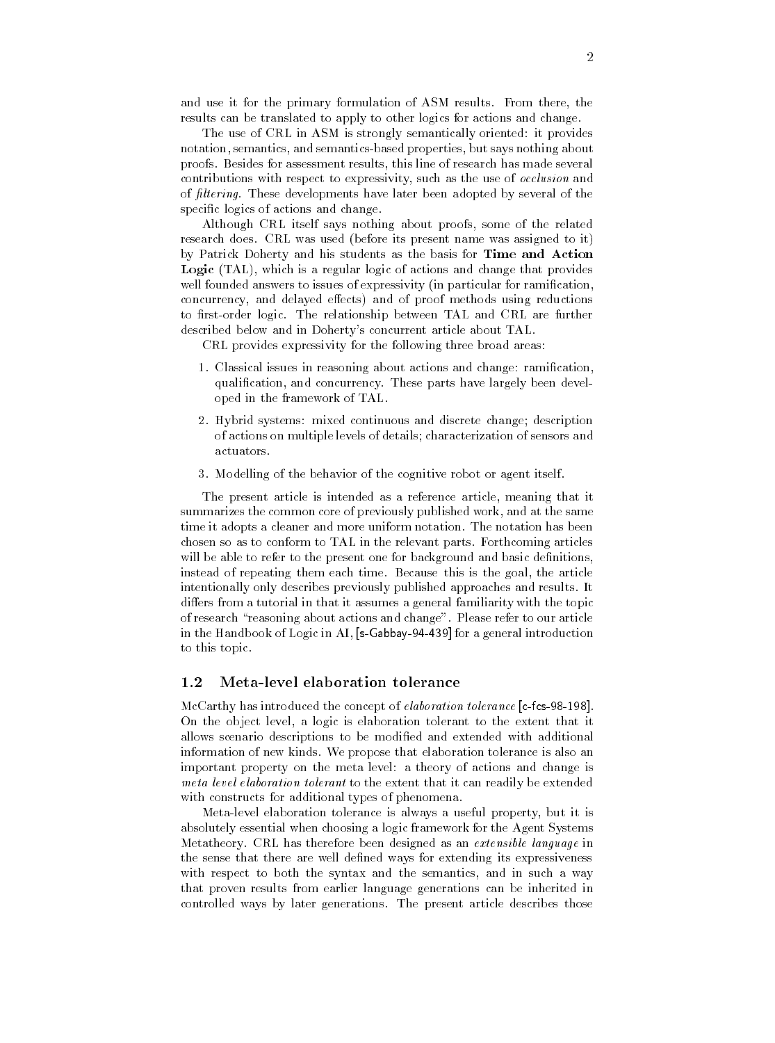and use it for the primary formulation of ASM results. From there, the results can be translated to apply to other logics for actions and change.

The use of CRL in ASM is strongly semantically oriented: it provides notation, semantics, and semantics-based properties, but says nothing about proofs. Besides for assessment results, this line of research has made several contributions with respect to expressivity, such as the use of *occlusion* and of *filtering*. These developments have later been adopted by several of the specific logics of actions and change.

Although CRL itself says nothing about proofs, some of the related research does. CRL was used (before its present name was assigned to it) by Patrick Doherty and his students as the basis for **Time and Action Logic** (TAL), which is a regular logic of actions and change that provides well founded answers to issues of expressivity (in particular for ramification, concurrency, and delayed effects) and of proof methods using reductions to first-order logic. The relationship between TAL and CRL are further described below and in Doherty's concurrent article about TAL.

CRL provides expressivity for the following three broad areas:

1. Classical issues in reasoning about actions and change: ramification, qualification, and concurrency. These parts have largely been developed in the framework of TAL.
2. Hybrid systems: mixed continuous and discrete change; description of actions on multiple levels of details; characterization of sensors and actuators.
3. Modelling of the behavior of the cognitive robot or agent itself.

The present article is intended as a reference article, meaning that it summarizes the common core of previously published work, and at the same time it adopts a cleaner and more uniform notation. The notation has been chosen so as to conform to TAL in the relevant parts. Forthcoming articles will be able to refer to the present one for background and basic definitions, instead of repeating them each time. Because this is the goal, the article intentionally only describes previously published approaches and results. It differs from a tutorial in that it assumes a general familiarity with the topic of research "reasoning about actions and change". Please refer to our article in the Handbook of Logic in AI, [s-Gabbay-94-439] for a general introduction to this topic.

## 1.2 Meta-level elaboration tolerance

McCarthy has introduced the concept of *elaboration tolerance* [c-fcs-98-198]. On the object level, a logic is elaboration tolerant to the extent that it allows scenario descriptions to be modified and extended with additional information of new kinds. We propose that elaboration tolerance is also an important property on the meta level: a theory of actions and change is *meta level elaboration tolerant* to the extent that it can readily be extended with constructs for additional types of phenomena.

Meta-level elaboration tolerance is always a useful property, but it is absolutely essential when choosing a logic framework for the Agent Systems Metatheory. CRL has therefore been designed as an *extensible language* in the sense that there are well defined ways for extending its expressiveness with respect to both the syntax and the semantics, and in such a way that proven results from earlier language generations can be inherited in controlled ways by later generations. The present article describes those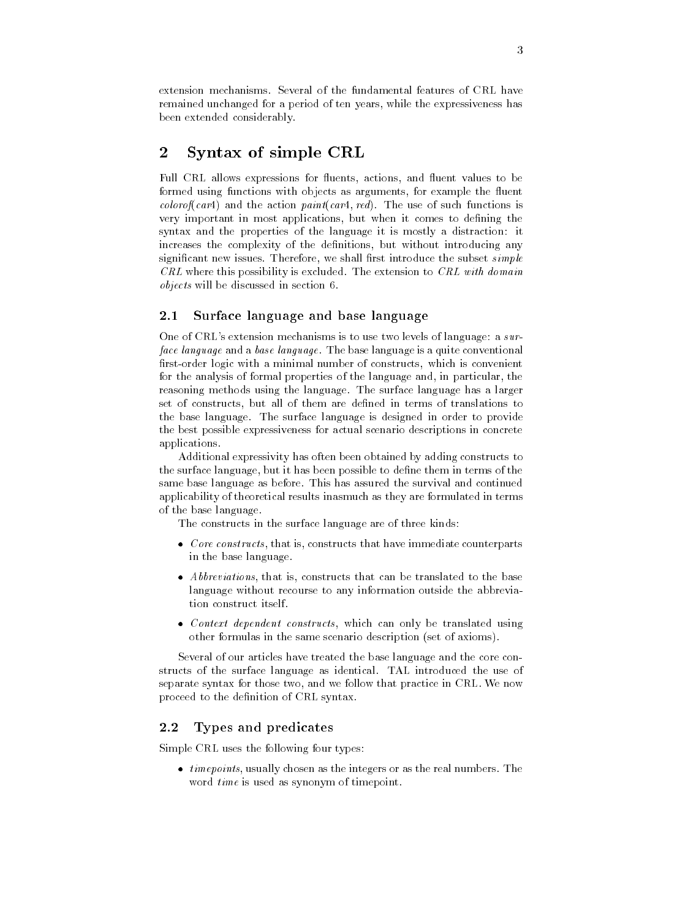extension mechanisms. Several of the fundamental features of CRL have remained unchanged for a period of ten years, while the expressiveness has been extended considerably.

## 2 Syntax of simple CRL

Full CRL allows expressions for fluents, actions, and fluent values to be formed using functions with objects as arguments, for example the fluent *colorof(car4)* and the action *paint(car4, red)*. The use of such functions is very important in most applications, but when it comes to defining the syntax and the properties of the language it is mostly a distraction: it increases the complexity of the definitions, but without introducing any significant new issues. Therefore, we shall first introduce the subset *simple CRL* where this possibility is excluded. The extension to *CRL with domain objects* will be discussed in section 6.

### 2.1 Surface language and base language

One of CRL's extension mechanisms is to use two levels of language: a *surface language* and a *base language*. The base language is a quite conventional first-order logic with a minimal number of constructs, which is convenient for the analysis of formal properties of the language and, in particular, the reasoning methods using the language. The surface language has a larger set of constructs, but all of them are defined in terms of translations to the base language. The surface language is designed in order to provide the best possible expressiveness for actual scenario descriptions in concrete applications.

Additional expressivity has often been obtained by adding constructs to the surface language, but it has been possible to define them in terms of the same base language as before. This has assured the survival and continued applicability of theoretical results inasmuch as they are formulated in terms of the base language.

The constructs in the surface language are of three kinds:

- *Core constructs*, that is, constructs that have immediate counterparts in the base language.
- *Abbreviations*, that is, constructs that can be translated to the base language without recourse to any information outside the abbreviation construct itself.
- *Context dependent constructs*, which can only be translated using other formulas in the same scenario description (set of axioms).

Several of our articles have treated the base language and the core constructs of the surface language as identical. TAL introduced the use of separate syntax for those two, and we follow that practice in CRL. We now proceed to the definition of CRL syntax.

### 2.2 Types and predicates

Simple CRL uses the following four types:

- *timepoints*, usually chosen as the integers or as the real numbers. The word *time* is used as synonym of timepoint.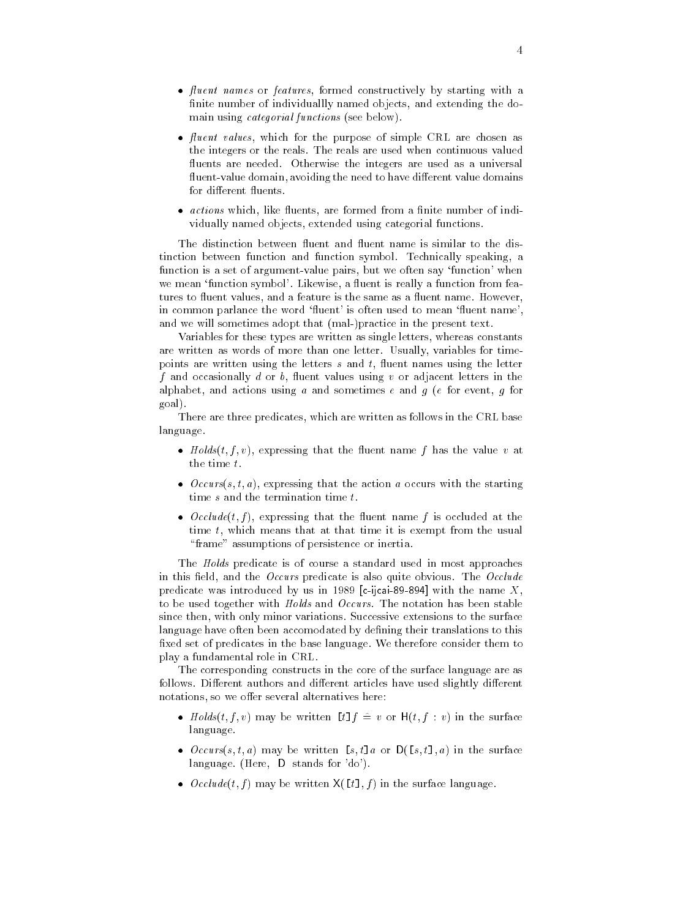- *fluent names* or *features*, formed constructively by starting with a finite number of individuallly named objects, and extending the domain using *categorial functions* (see below).
- *fluent values*, which for the purpose of simple CRL are chosen as the integers or the reals. The reals are used when continuous valued fluents are needed. Otherwise the integers are used as a universal fluent-value domain, avoiding the need to have different value domains for different fluents.
- *actions* which, like fluents, are formed from a finite number of individually named objects, extended using categorial functions.

The distinction between fluent and fluent name is similar to the distinction between function and function symbol. Technically speaking, a function is a set of argument-value pairs, but we often say 'function' when we mean 'function symbol'. Likewise, a fluent is really a function from features to fluent values, and a feature is the same as a fluent name. However, in common parlance the word 'fluent' is often used to mean 'fluent name', and we will sometimes adopt that (mal-)practice in the present text.

Variables for these types are written as single letters, whereas constants are written as words of more than one letter. Usually, variables for timepoints are written using the letters $s$ and $t$, fluent names using the letter $f$ and occasionally $d$ or $b$, fluent values using $v$ or adjacent letters in the alphabet, and actions using $a$ and sometimes $e$ and $g$ ($e$ for event, $g$ for goal).

There are three predicates, which are written as follows in the CRL base language.

- $Holds(t, f, v)$, expressing that the fluent name $f$ has the value $v$ at the time $t$.
- $Occurs(s, t, a)$, expressing that the action $a$ occurs with the starting time $s$ and the termination time $t$.
- $Occlude(t, f)$, expressing that the fluent name $f$ is occluded at the time $t$, which means that at that time it is exempt from the usual "frame" assumptions of persistence or inertia.

The *Holds* predicate is of course a standard used in most approaches in this field, and the *Occurs* predicate is also quite obvious. The *Occlude* predicate was introduced by us in 1989 [c-ijcai-89-894] with the name $X$, to be used together with *Holds* and *Occurs*. The notation has been stable since then, with only minor variations. Successive extensions to the surface language have often been accomodated by defining their translations to this fixed set of predicates in the base language. We therefore consider them to play a fundamental role in CRL.

The corresponding constructs in the core of the surface language are as follows. Different authors and different articles have used slightly different notations, so we offer several alternatives here:

- $Holds(t, f, v)$ may be written $[t]f \hat{=} v$ or $\mathsf{H}(t, f : v)$ in the surface language.
- $Occurs(s, t, a)$ may be written $[s, t]a$ or $\mathsf{D}([s, t], a)$ in the surface language. (Here, $\mathsf{D}$ stands for 'do').
- $Occlude(t, f)$ may be written $\mathsf{X}([t], f)$ in the surface language.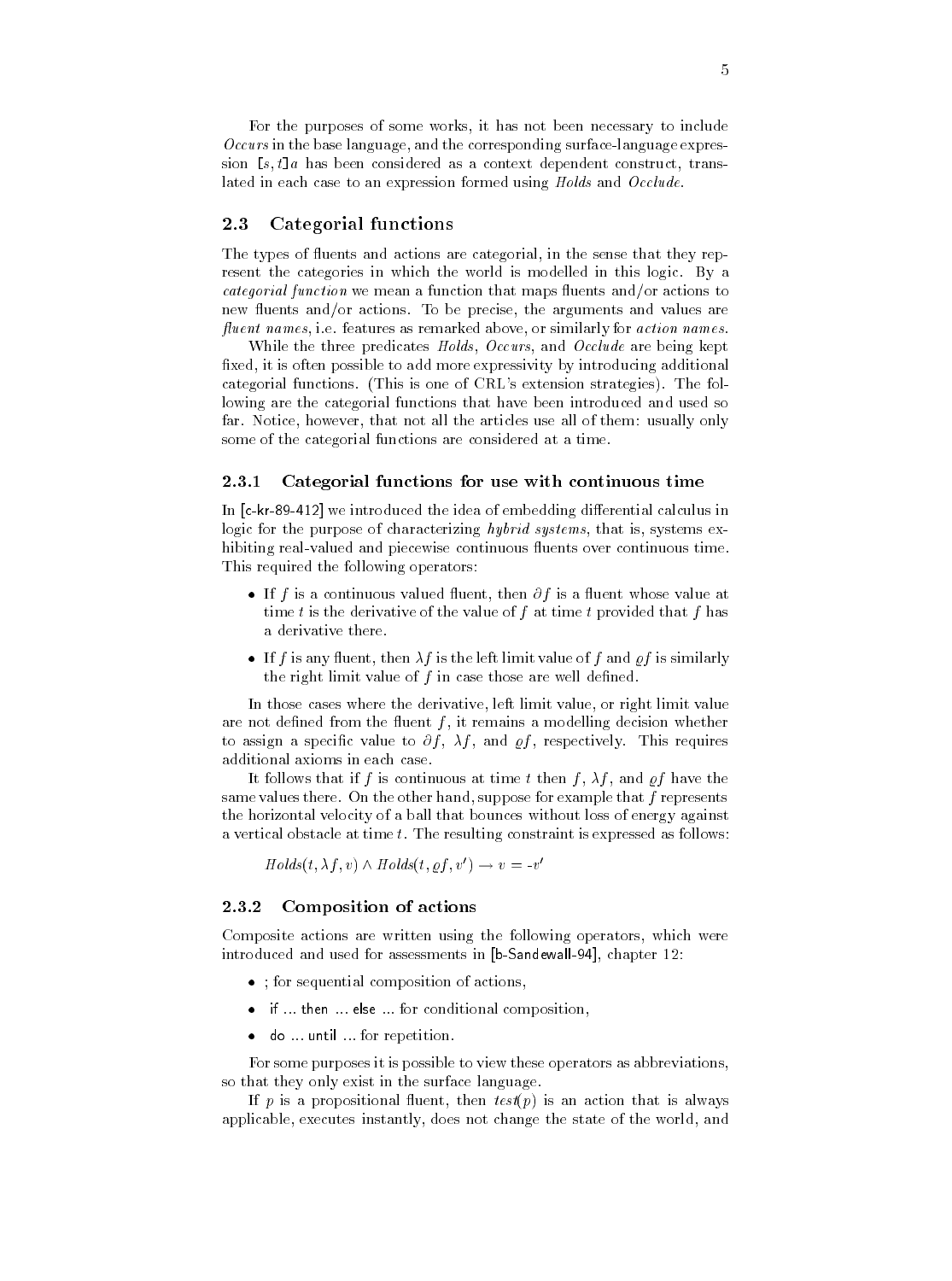For the purposes of some works, it has not been necessary to include *Occurs* in the base language, and the corresponding surface-language expression $[s, t]a$ has been considered as a context dependent construct, translated in each case to an expression formed using *Holds* and *Occlude*.

## 2.3 Categorial functions

The types of fluents and actions are categorial, in the sense that they represent the categories in which the world is modelled in this logic. By a *categorial function* we mean a function that maps fluents and/or actions to new fluents and/or actions. To be precise, the arguments and values are *fluent names*, i.e. features as remarked above, or similarly for *action names*.

While the three predicates *Holds*, *Occurs*, and *Occlude* are being kept fixed, it is often possible to add more expressivity by introducing additional categorial functions. (This is one of CRL's extension strategies). The following are the categorial functions that have been introduced and used so far. Notice, however, that not all the articles use all of them: usually only some of the categorial functions are considered at a time.

### 2.3.1 Categorial functions for use with continuous time

In [c-kr-89-412] we introduced the idea of embedding differential calculus in logic for the purpose of characterizing *hybrid systems*, that is, systems exhibiting real-valued and piecewise continuous fluents over continuous time. This required the following operators:

- If $f$ is a continuous valued fluent, then $\partial f$ is a fluent whose value at time $t$ is the derivative of the value of $f$ at time $t$ provided that $f$ has a derivative there.
- If $f$ is any fluent, then $\lambda f$ is the left limit value of $f$ and $\varrho f$ is similarly the right limit value of $f$ in case those are well defined.

In those cases where the derivative, left limit value, or right limit value are not defined from the fluent $f$, it remains a modelling decision whether to assign a specific value to $\partial f$, $\lambda f$, and $\varrho f$, respectively. This requires additional axioms in each case.

It follows that if $f$ is continuous at time $t$ then $f$, $\lambda f$, and $\varrho f$ have the same values there. On the other hand, suppose for example that $f$ represents the horizontal velocity of a ball that bounces without loss of energy against a vertical obstacle at time $t$. The resulting constraint is expressed as follows:

$$Holds(t, \lambda f, v) \wedge Holds(t, \varrho f, v') \rightarrow v = \text{-}v'$$

### 2.3.2 Composition of actions

Composite actions are written using the following operators, which were introduced and used for assessments in [b-Sandewall-94], chapter 12:

- ; for sequential composition of actions,
- if ... then ... else ... for conditional composition,
- do ... until ... for repetition.

For some purposes it is possible to view these operators as abbreviations, so that they only exist in the surface language.

If $p$ is a propositional fluent, then $test(p)$ is an action that is always applicable, executes instantly, does not change the state of the world, and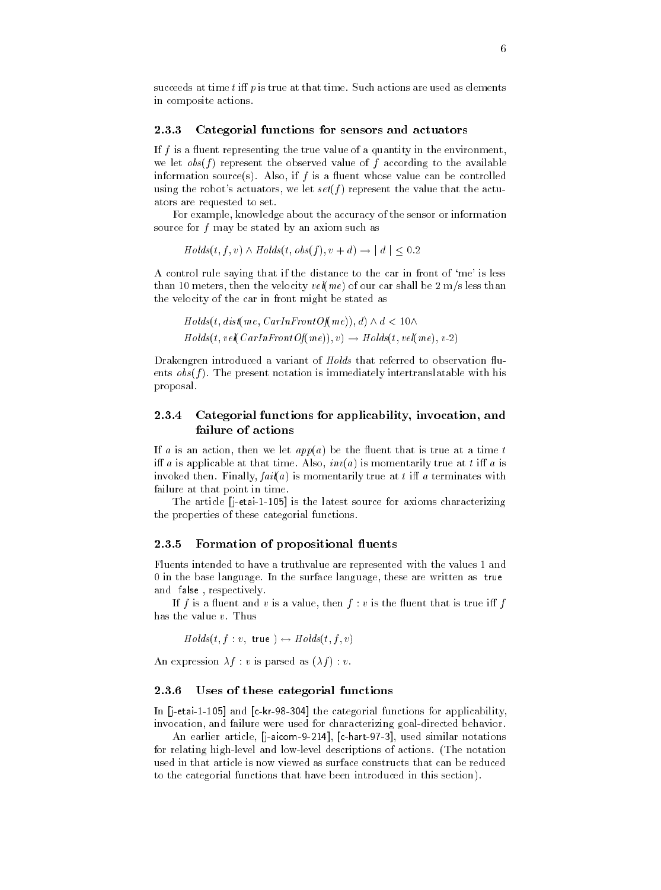succeeds at time $t$ iff $p$ is true at that time. Such actions are used as elements in composite actions.

### 2.3.3 Categorial functions for sensors and actuators

If $f$ is a fluent representing the true value of a quantity in the environment, we let $obs(f)$ represent the observed value of $f$ according to the available information source(s). Also, if $f$ is a fluent whose value can be controlled using the robot's actuators, we let $set(f)$ represent the value that the actuators are requested to set.

For example, knowledge about the accuracy of the sensor or information source for $f$ may be stated by an axiom such as

$$Holds(t, f, v) \wedge Holds(t, obs(f), v + d) \rightarrow |\, d \,| \leq 0.2$$

A control rule saying that if the distance to the car in front of 'me' is less than 10 meters, then the velocity $vel(me)$ of our car shall be 2 m/s less than the velocity of the car in front might be stated as

$$Holds(t, dist(me, CarInFrontOf(me)), d) \wedge d < 10 \wedge$$
$$Holds(t, vel(CarInFrontOf(me)), v) \rightarrow Holds(t, vel(me), v\text{-}2)$$

Drakengren introduced a variant of *Holds* that referred to observation fluents $obs(f)$. The present notation is immediately intertranslatable with his proposal.

### 2.3.4 Categorial functions for applicability, invocation, and failure of actions

If $a$ is an action, then we let $app(a)$ be the fluent that is true at a time $t$ iff $a$ is applicable at that time. Also, $inv(a)$ is momentarily true at $t$ iff $a$ is invoked then. Finally, $fail(a)$ is momentarily true at $t$ iff $a$ terminates with failure at that point in time.

The article [j-etai-1-105] is the latest source for axioms characterizing the properties of these categorial functions.

### 2.3.5 Formation of propositional fluents

Fluents intended to have a truthvalue are represented with the values 1 and 0 in the base language. In the surface language, these are written as `true` and `false` , respectively.

If $f$ is a fluent and $v$ is a value, then $f : v$ is the fluent that is true iff $f$ has the value $v$. Thus

$$Holds(t, f : v, \texttt{ true }) \leftrightarrow Holds(t, f, v)$$

An expression $\lambda f : v$ is parsed as $(\lambda f) : v$.

### 2.3.6 Uses of these categorial functions

In [j-etai-1-105] and [c-kr-98-304] the categorial functions for applicability, invocation, and failure were used for characterizing goal-directed behavior.

An earlier article, [j-aicom-9-214], [c-hart-97-3], used similar notations for relating high-level and low-level descriptions of actions. (The notation used in that article is now viewed as surface constructs that can be reduced to the categorial functions that have been introduced in this section).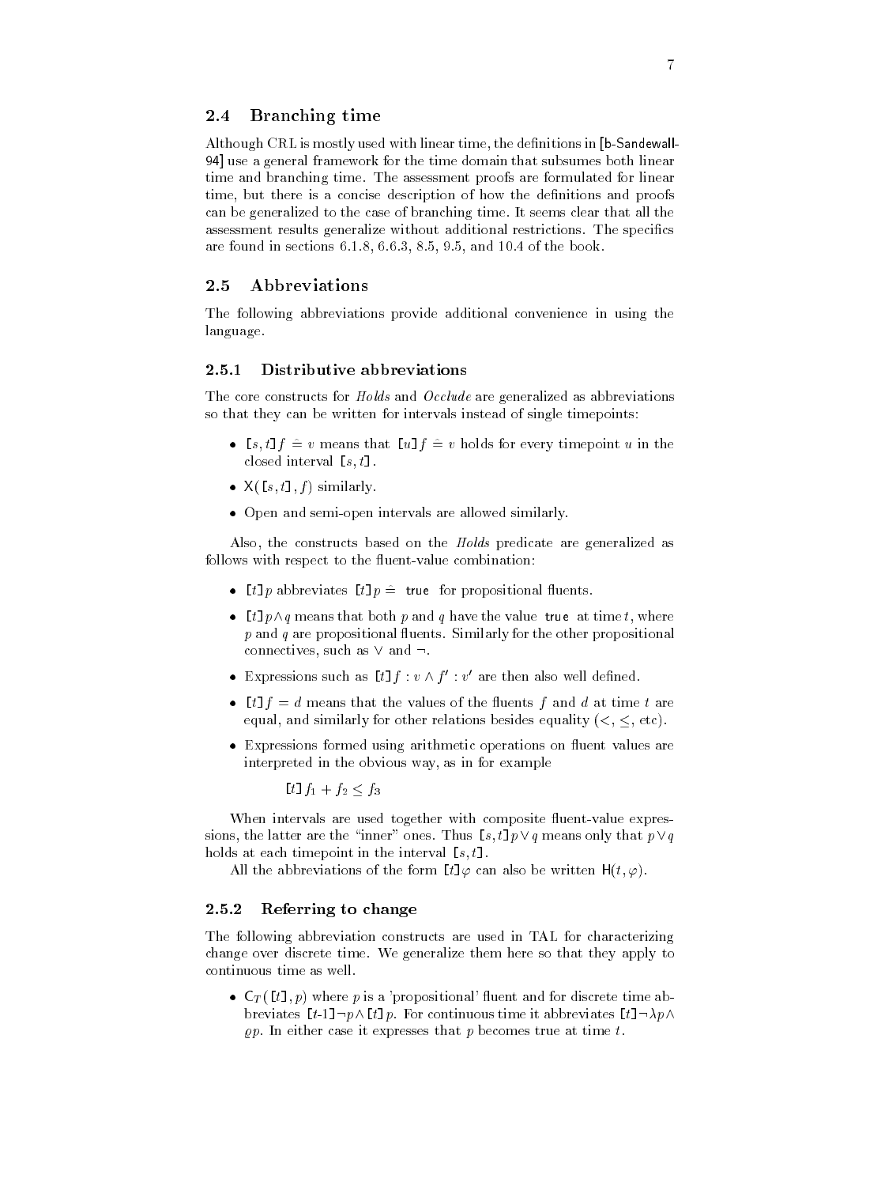## 2.4 Branching time

Although CRL is mostly used with linear time, the definitions in [b-Sandewall-94] use a general framework for the time domain that subsumes both linear time and branching time. The assessment proofs are formulated for linear time, but there is a concise description of how the definitions and proofs can be generalized to the case of branching time. It seems clear that all the assessment results generalize without additional restrictions. The specifics are found in sections 6.1.8, 6.6.3, 8.5, 9.5, and 10.4 of the book.

## 2.5 Abbreviations

The following abbreviations provide additional convenience in using the language.

### 2.5.1 Distributive abbreviations

The core constructs for *Holds* and *Occlude* are generalized as abbreviations so that they can be written for intervals instead of single timepoints:

- $[s,t]f \hat{=} v$ means that $[u]f \hat{=} v$ holds for every timepoint $u$ in the closed interval $[s,t]$.
- $\mathsf{X}([s,t],f)$ similarly.
- Open and semi-open intervals are allowed similarly.

Also, the constructs based on the *Holds* predicate are generalized as follows with respect to the fluent-value combination:

- $[t]p$ abbreviates $[t]p \hat{=}$ true for propositional fluents.
- $[t]p \wedge q$ means that both $p$ and $q$ have the value true at time $t$, where $p$ and $q$ are propositional fluents. Similarly for the other propositional connectives, such as $\vee$ and $\neg$.
- Expressions such as $[t]f : v \wedge f' : v'$ are then also well defined.
- $[t]f = d$ means that the values of the fluents $f$ and $d$ at time $t$ are equal, and similarly for other relations besides equality ($<$, $\leq$, etc).
- Expressions formed using arithmetic operations on fluent values are interpreted in the obvious way, as in for example

$$[t]f_1 + f_2 \leq f_3$$

When intervals are used together with composite fluent-value expressions, the latter are the "inner" ones. Thus $[s,t]p \vee q$ means only that $p \vee q$ holds at each timepoint in the interval $[s,t]$.

All the abbreviations of the form $[t]\varphi$ can also be written $\mathsf{H}(t,\varphi)$.

### 2.5.2 Referring to change

The following abbreviation constructs are used in TAL for characterizing change over discrete time. We generalize them here so that they apply to continuous time as well.

- $\mathsf{C}_T([t],p)$ where $p$ is a 'propositional' fluent and for discrete time abbreviates $[t\text{-}1]\neg p \wedge [t]p$. For continuous time it abbreviates $[t]\neg\lambda p \wedge \varrho p$. In either case it expresses that $p$ becomes true at time $t$.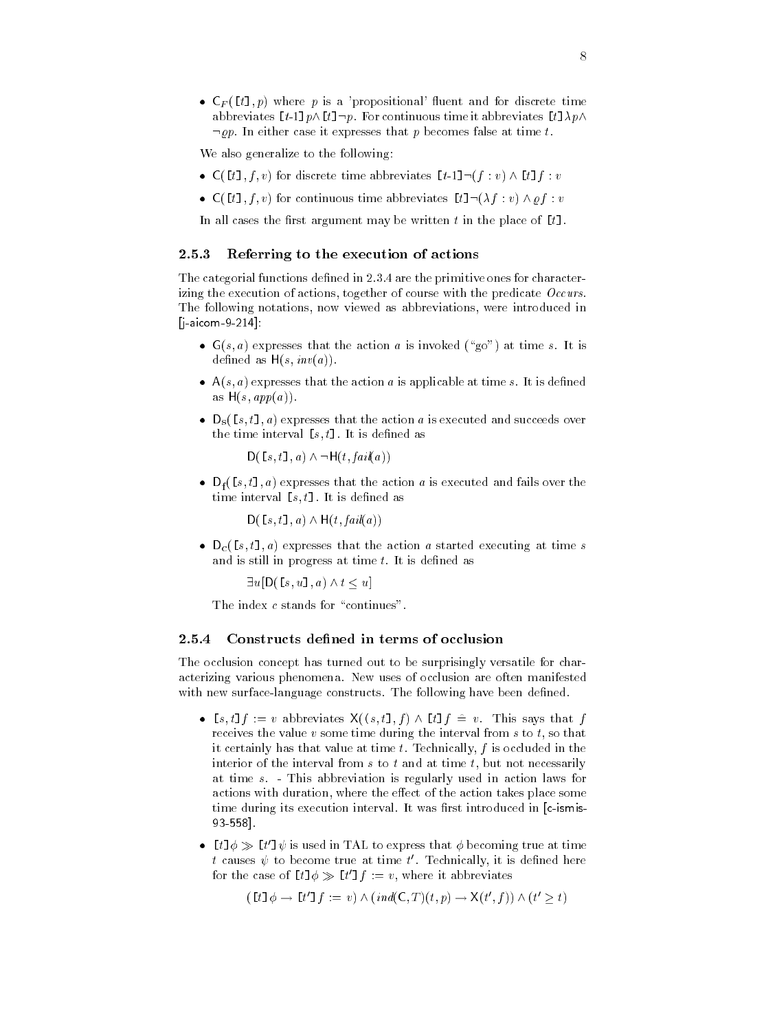- $\mathsf{C}_F(\texttt{[}t\texttt{]}, p)$ where $p$ is a 'propositional' fluent and for discrete time abbreviates $\texttt{[}t\text{-}1\texttt{]}\,p \wedge \texttt{[}t\texttt{]}\,\neg p$. For continuous time it abbreviates $\texttt{[}t\texttt{]}\,\lambda p \wedge \neg \varrho p$. In either case it expresses that $p$ becomes false at time $t$.

We also generalize to the following:

- $\mathsf{C}(\texttt{[}t\texttt{]}, f, v)$ for discrete time abbreviates $\texttt{[}t\text{-}1\texttt{]}\neg(f : v) \wedge \texttt{[}t\texttt{]}\,f : v$
- $\mathsf{C}(\texttt{[}t\texttt{]}, f, v)$ for continuous time abbreviates $\texttt{[}t\texttt{]}\neg(\lambda f : v) \wedge \varrho f : v$

In all cases the first argument may be written $t$ in the place of $\texttt{[}t\texttt{]}$.

### 2.5.3 Referring to the execution of actions

The categorial functions defined in 2.3.4 are the primitive ones for characterizing the execution of actions, together of course with the predicate *Occurs*. The following notations, now viewed as abbreviations, were introduced in [j-aicom-9-214]:

- $\mathsf{G}(s, a)$ expresses that the action $a$ is invoked ("go") at time $s$. It is defined as $\mathsf{H}(s, inv(a))$.
- $\mathsf{A}(s, a)$ expresses that the action $a$ is applicable at time $s$. It is defined as $\mathsf{H}(s, app(a))$.
- $\mathsf{D}_\mathsf{s}(\texttt{[}s, t\texttt{]}, a)$ expresses that the action $a$ is executed and succeeds over the time interval $\texttt{[}s, t\texttt{]}$. It is defined as

  $$\mathsf{D}(\texttt{[}s, t\texttt{]}, a) \wedge \neg\mathsf{H}(t, fail(a))$$

- $\mathsf{D}_\mathsf{f}(\texttt{[}s, t\texttt{]}, a)$ expresses that the action $a$ is executed and fails over the time interval $\texttt{[}s, t\texttt{]}$. It is defined as

  $$\mathsf{D}(\texttt{[}s, t\texttt{]}, a) \wedge \mathsf{H}(t, fail(a))$$

- $\mathsf{D}_\mathsf{c}(\texttt{[}s, t\texttt{]}, a)$ expresses that the action $a$ started executing at time $s$ and is still in progress at time $t$. It is defined as

  $$\exists u[\mathsf{D}(\texttt{[}s, u\texttt{]}, a) \wedge t \leq u]$$

  The index $c$ stands for "continues".

### 2.5.4 Constructs defined in terms of occlusion

The occlusion concept has turned out to be surprisingly versatile for characterizing various phenomena. New uses of occlusion are often manifested with new surface-language constructs. The following have been defined.

- $\texttt{[}s, t\texttt{]}\,f := v$ abbreviates $\mathsf{X}((s, t\texttt{]}, f) \wedge \texttt{[}t\texttt{]}\,f \doteq v$. This says that $f$ receives the value $v$ some time during the interval from $s$ to $t$, so that it certainly has that value at time $t$. Technically, $f$ is occluded in the interior of the interval from $s$ to $t$ and at time $t$, but not necessarily at time $s$. - This abbreviation is regularly used in action laws for actions with duration, where the effect of the action takes place some time during its execution interval. It was first introduced in [c-ismis-93-558].
- $\texttt{[}t\texttt{]}\,\phi \gg \texttt{[}t'\texttt{]}\,\psi$ is used in TAL to express that $\phi$ becoming true at time $t$ causes $\psi$ to become true at time $t'$. Technically, it is defined here for the case of $\texttt{[}t\texttt{]}\,\phi \gg \texttt{[}t'\texttt{]}\,f := v$, where it abbreviates

  $$(\texttt{[}t\texttt{]}\,\phi \rightarrow \texttt{[}t'\texttt{]}\,f := v) \wedge (ind(\mathsf{C}, T)(t, p) \rightarrow \mathsf{X}(t', f)) \wedge (t' \geq t)$$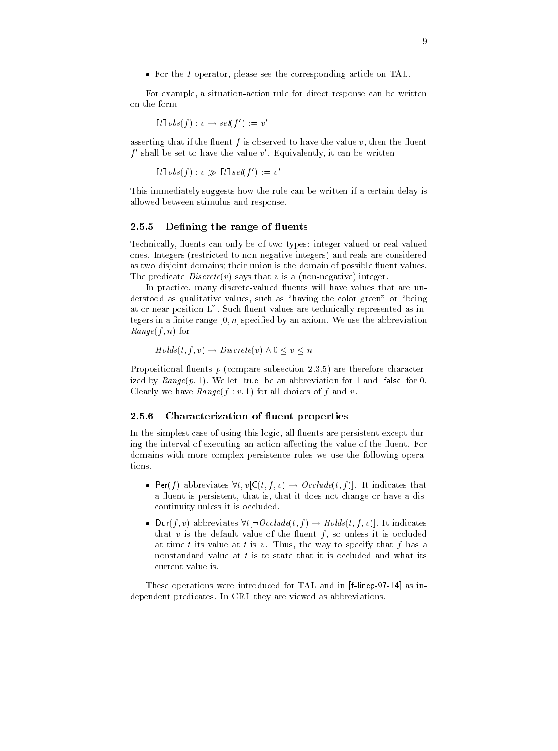- For the $I$ operator, please see the corresponding article on TAL.

For example, a situation-action rule for direct response can be written on the form

$$[t]\, obs(f) : v \rightarrow set(f') := v'$$

asserting that if the fluent $f$ is observed to have the value $v$, then the fluent $f'$ shall be set to have the value $v'$. Equivalently, it can be written

$$[t]\, obs(f) : v \gg [t]\, set(f') := v'$$

This immediately suggests how the rule can be written if a certain delay is allowed between stimulus and response.

### 2.5.5 Defining the range of fluents

Technically, fluents can only be of two types: integer-valued or real-valued ones. Integers (restricted to non-negative integers) and reals are considered as two disjoint domains; their union is the domain of possible fluent values. The predicate $Discrete(v)$ says that $v$ is a (non-negative) integer.

In practice, many discrete-valued fluents will have values that are understood as qualitative values, such as "having the color green" or "being at or near position L". Such fluent values are technically represented as integers in a finite range $[0, n]$ specified by an axiom. We use the abbreviation $Range(f, n)$ for

$$Holds(t, f, v) \rightarrow Discrete(v) \wedge 0 \leq v \leq n$$

Propositional fluents $p$ (compare subsection 2.3.5) are therefore characterized by $Range(p, 1)$. We let true be an abbreviation for 1 and false for 0. Clearly we have $Range(f : v, 1)$ for all choices of $f$ and $v$.

### 2.5.6 Characterization of fluent properties

In the simplest case of using this logic, all fluents are persistent except during the interval of executing an action affecting the value of the fluent. For domains with more complex persistence rules we use the following operations.

- $\mathsf{Per}(f)$ abbreviates $\forall t, v[\mathsf{C}(t, f, v) \rightarrow Occlude(t, f)]$. It indicates that a fluent is persistent, that is, that it does not change or have a discontinuity unless it is occluded.
- $\mathsf{Dur}(f, v)$ abbreviates $\forall t[\neg Occlude(t, f) \rightarrow Holds(t, f, v)]$. It indicates that $v$ is the default value of the fluent $f$, so unless it is occluded at time $t$ its value at $t$ is $v$. Thus, the way to specify that $f$ has a nonstandard value at $t$ is to state that it is occluded and what its current value is.

These operations were introduced for TAL and in [f-linep-97-14] as independent predicates. In CRL they are viewed as abbreviations.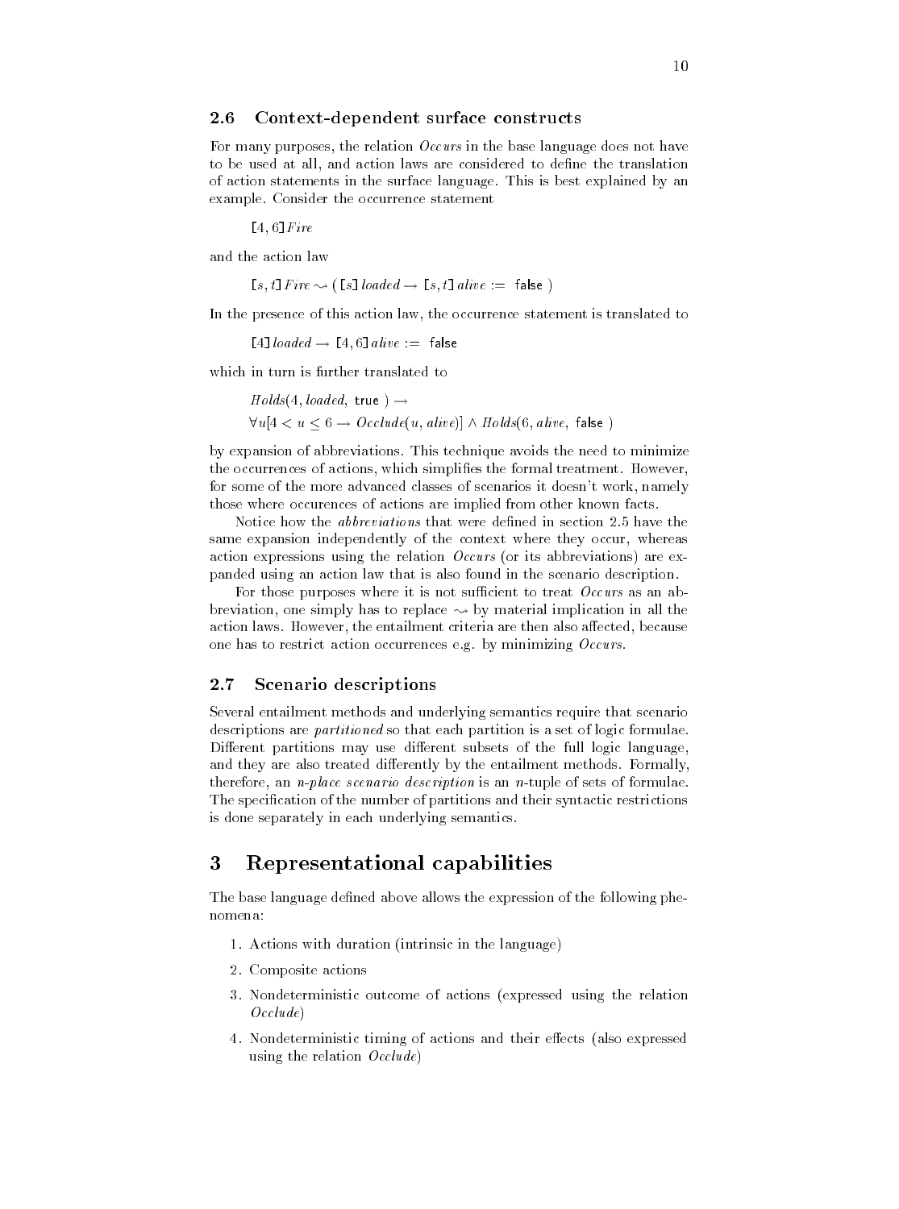### 2.6 Context-dependent surface constructs

For many purposes, the relation *Occurs* in the base language does not have to be used at all, and action laws are considered to define the translation of action statements in the surface language. This is best explained by an example. Consider the occurrence statement

$$[4,6]\, Fire$$

and the action law

$$[s,t]\, Fire \leadsto ([s]\, loaded \rightarrow [s,t]\, alive := \mathsf{false})$$

In the presence of this action law, the occurrence statement is translated to

$$[4]\, loaded \rightarrow [4,6]\, alive := \mathsf{false}$$

which in turn is further translated to

$$Holds(4, loaded, \mathsf{true}) \rightarrow$$
$$\forall u[4 < u \leq 6 \rightarrow Occlude(u, alive)] \wedge Holds(6, alive, \mathsf{false})$$

by expansion of abbreviations. This technique avoids the need to minimize the occurrences of actions, which simplifies the formal treatment. However, for some of the more advanced classes of scenarios it doesn't work, namely those where occurences of actions are implied from other known facts.

Notice how the *abbreviations* that were defined in section 2.5 have the same expansion independently of the context where they occur, whereas action expressions using the relation *Occurs* (or its abbreviations) are expanded using an action law that is also found in the scenario description.

For those purposes where it is not sufficient to treat *Occurs* as an abbreviation, one simply has to replace $\leadsto$ by material implication in all the action laws. However, the entailment criteria are then also affected, because one has to restrict action occurrences e.g. by minimizing *Occurs*.

### 2.7 Scenario descriptions

Several entailment methods and underlying semantics require that scenario descriptions are *partitioned* so that each partition is a set of logic formulae. Different partitions may use different subsets of the full logic language, and they are also treated differently by the entailment methods. Formally, therefore, an *n-place scenario description* is an $n$-tuple of sets of formulae. The specification of the number of partitions and their syntactic restrictions is done separately in each underlying semantics.

## 3 Representational capabilities

The base language defined above allows the expression of the following phenomena:

1. Actions with duration (intrinsic in the language)
2. Composite actions
3. Nondeterministic outcome of actions (expressed using the relation *Occlude*)
4. Nondeterministic timing of actions and their effects (also expressed using the relation *Occlude*)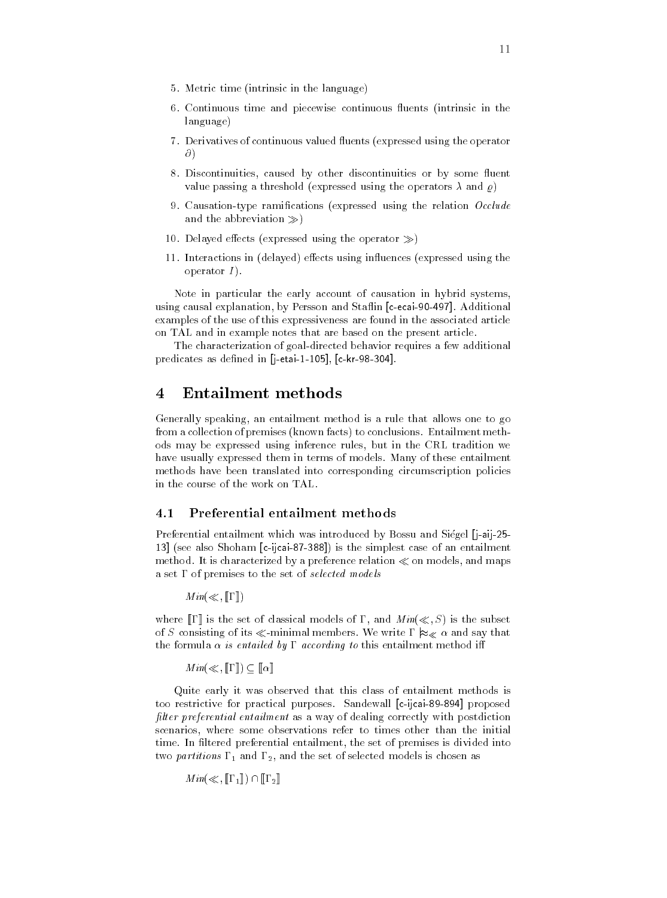5. Metric time (intrinsic in the language)

6. Continuous time and piecewise continuous fluents (intrinsic in the language)

7. Derivatives of continuous valued fluents (expressed using the operator $\partial$)

8. Discontinuities, caused by other discontinuities or by some fluent value passing a threshold (expressed using the operators $\lambda$ and $\varrho$)

9. Causation-type ramifications (expressed using the relation *Occlude* and the abbreviation $\gg$)

10. Delayed effects (expressed using the operator $\gg$)

11. Interactions in (delayed) effects using influences (expressed using the operator $I$).

Note in particular the early account of causation in hybrid systems, using causal explanation, by Persson and Staflin [c-ecai-90-497]. Additional examples of the use of this expressiveness are found in the associated article on TAL and in example notes that are based on the present article.

The characterization of goal-directed behavior requires a few additional predicates as defined in [j-etai-1-105], [c-kr-98-304].

# 4 Entailment methods

Generally speaking, an entailment method is a rule that allows one to go from a collection of premises (known facts) to conclusions. Entailment methods may be expressed using inference rules, but in the CRL tradition we have usually expressed them in terms of models. Many of these entailment methods have been translated into corresponding circumscription policies in the course of the work on TAL.

## 4.1 Preferential entailment methods

Preferential entailment which was introduced by Bossu and Siégel [j-aij-25-13] (see also Shoham [c-ijcai-87-388]) is the simplest case of an entailment method. It is characterized by a preference relation $\ll$ on models, and maps a set $\Gamma$ of premises to the set of *selected models*

$$Min(\ll, [\![\Gamma]\!])$$

where $[\![\Gamma]\!]$ is the set of classical models of $\Gamma$, and $Min(\ll, S)$ is the subset of $S$ consisting of its $\ll$-minimal members. We write $\Gamma \mathrel{|\!\!\!\approx}_{\ll} \alpha$ and say that the formula $\alpha$ *is entailed by* $\Gamma$ *according to* this entailment method iff

$$Min(\ll, [\![\Gamma]\!]) \subseteq [\![\alpha]\!]$$

Quite early it was observed that this class of entailment methods is too restrictive for practical purposes. Sandewall [c-ijcai-89-894] proposed *filter preferential entailment* as a way of dealing correctly with postdiction scenarios, where some observations refer to times other than the initial time. In filtered preferential entailment, the set of premises is divided into two *partitions* $\Gamma_1$ and $\Gamma_2$, and the set of selected models is chosen as

$$Min(\ll, [\![\Gamma_1]\!]) \cap [\![\Gamma_2]\!]$$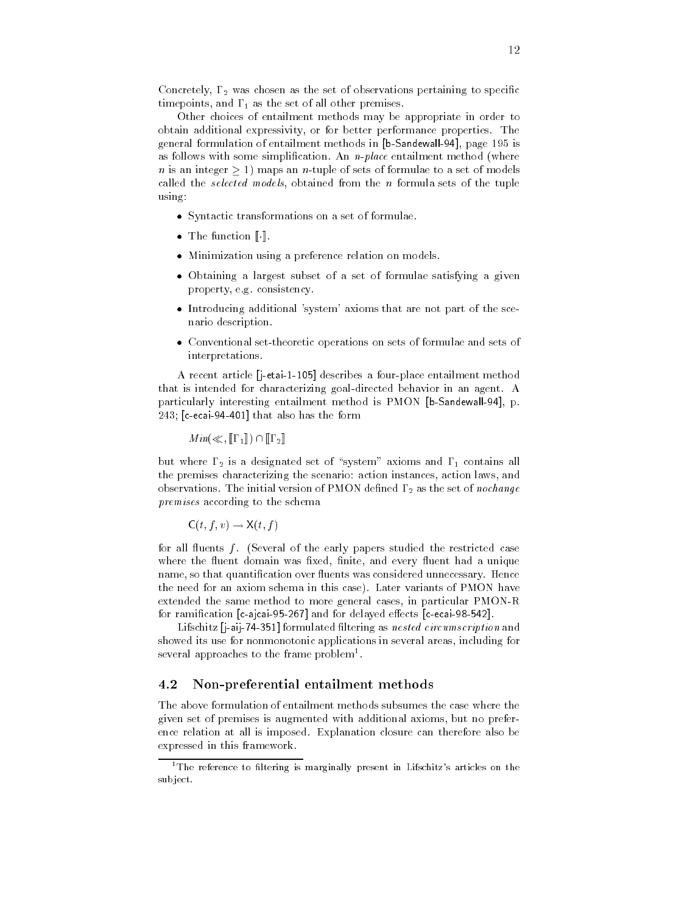Concretely, $\Gamma_2$ was chosen as the set of observations pertaining to specific timepoints, and $\Gamma_1$ as the set of all other premises.

Other choices of entailment methods may be appropriate in order to obtain additional expressivity, or for better performance properties. The general formulation of entailment methods in [b-Sandewall-94], page 195 is as follows with some simplification. An *n-place* entailment method (where $n$ is an integer $\geq 1$) maps an $n$-tuple of sets of formulae to a set of models called the *selected models*, obtained from the $n$ formula sets of the tuple using:

- Syntactic transformations on a set of formulae.
- The function $[\![\cdot]\!]$.
- Minimization using a preference relation on models.
- Obtaining a largest subset of a set of formulae satisfying a given property, e.g. consistency.
- Introducing additional 'system' axioms that are not part of the scenario description.
- Conventional set-theoretic operations on sets of formulae and sets of interpretations.

A recent article [j-etai-1-105] describes a four-place entailment method that is intended for characterizing goal-directed behavior in an agent. A particularly interesting entailment method is PMON [b-Sandewall-94], p. 243; [c-ecai-94-401] that also has the form

$$Min(\ll, [\![\Gamma_1]\!]) \cap [\![\Gamma_2]\!]$$

but where $\Gamma_2$ is a designated set of "system" axioms and $\Gamma_1$ contains all the premises characterizing the scenario: action instances, action laws, and observations. The initial version of PMON defined $\Gamma_2$ as the set of *nochange premises* according to the schema

$$\mathsf{C}(t, f, v) \rightarrow \mathsf{X}(t, f)$$

for all fluents $f$. (Several of the early papers studied the restricted case where the fluent domain was fixed, finite, and every fluent had a unique name, so that quantification over fluents was considered unnecessary. Hence the need for an axiom schema in this case). Later variants of PMON have extended the same method to more general cases, in particular PMON-R for ramification [c-ajcai-95-267] and for delayed effects [c-ecai-98-542].

Lifschitz [j-aij-74-351] formulated filtering as *nested circumscription* and showed its use for nonmonotonic applications in several areas, including for several approaches to the frame problem[1].

## 4.2 Non-preferential entailment methods

The above formulation of entailment methods subsumes the case where the given set of premises is augmented with additional axioms, but no preference relation at all is imposed. Explanation closure can therefore also be expressed in this framework.

[1] The reference to filtering is marginally present in Lifschitz's articles on the subject.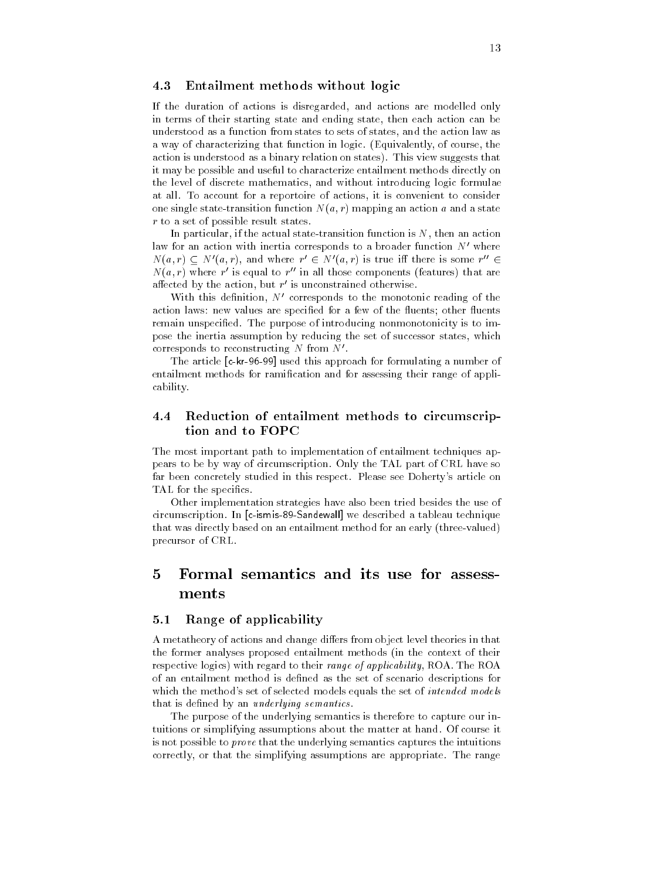### 4.3 Entailment methods without logic

If the duration of actions is disregarded, and actions are modelled only in terms of their starting state and ending state, then each action can be understood as a function from states to sets of states, and the action law as a way of characterizing that function in logic. (Equivalently, of course, the action is understood as a binary relation on states). This view suggests that it may be possible and useful to characterize entailment methods directly on the level of discrete mathematics, and without introducing logic formulae at all. To account for a reportoire of actions, it is convenient to consider one single state-transition function $N(a, r)$ mapping an action $a$ and a state $r$ to a set of possible result states.

In particular, if the actual state-transition function is $N$, then an action law for an action with inertia corresponds to a broader function $N'$ where $N(a, r) \subseteq N'(a, r)$, and where $r' \in N'(a, r)$ is true iff there is some $r'' \in N(a, r)$ where $r'$ is equal to $r''$ in all those components (features) that are affected by the action, but $r'$ is unconstrained otherwise.

With this definition, $N'$ corresponds to the monotonic reading of the action laws: new values are specified for a few of the fluents; other fluents remain unspecified. The purpose of introducing nonmonotonicity is to impose the inertia assumption by reducing the set of successor states, which corresponds to reconstructing $N$ from $N'$.

The article [c-kr-96-99] used this approach for formulating a number of entailment methods for ramification and for assessing their range of applicability.

### 4.4 Reduction of entailment methods to circumscription and to FOPC

The most important path to implementation of entailment techniques appears to be by way of circumscription. Only the TAL part of CRL have so far been concretely studied in this respect. Please see Doherty's article on TAL for the specifics.

Other implementation strategies have also been tried besides the use of circumscription. In [c-ismis-89-Sandewall] we described a tableau technique that was directly based on an entailment method for an early (three-valued) precursor of CRL.

## 5 Formal semantics and its use for assessments

### 5.1 Range of applicability

A metatheory of actions and change differs from object level theories in that the former analyses proposed entailment methods (in the context of their respective logics) with regard to their *range of applicability*, ROA. The ROA of an entailment method is defined as the set of scenario descriptions for which the method's set of selected models equals the set of *intended models* that is defined by an *underlying semantics*.

The purpose of the underlying semantics is therefore to capture our intuitions or simplifying assumptions about the matter at hand. Of course it is not possible to *prove* that the underlying semantics captures the intuitions correctly, or that the simplifying assumptions are appropriate. The range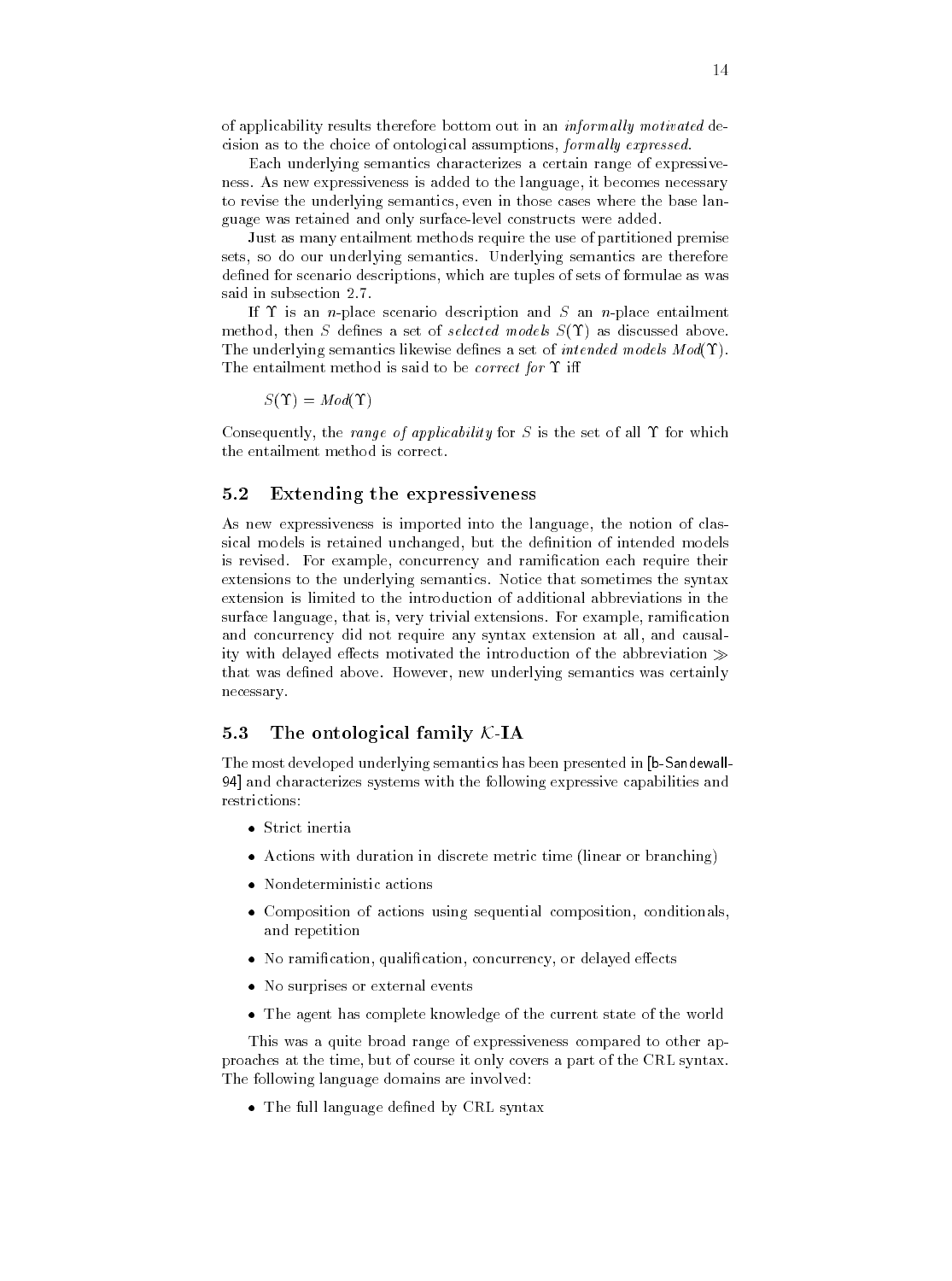of applicability results therefore bottom out in an *informally motivated* decision as to the choice of ontological assumptions, *formally expressed*.

Each underlying semantics characterizes a certain range of expressiveness. As new expressiveness is added to the language, it becomes necessary to revise the underlying semantics, even in those cases where the base language was retained and only surface-level constructs were added.

Just as many entailment methods require the use of partitioned premise sets, so do our underlying semantics. Underlying semantics are therefore defined for scenario descriptions, which are tuples of sets of formulae as was said in subsection 2.7.

If $\Upsilon$ is an $n$-place scenario description and $S$ an $n$-place entailment method, then $S$ defines a set of *selected models* $S(\Upsilon)$ as discussed above. The underlying semantics likewise defines a set of *intended models* $Mod(\Upsilon)$. The entailment method is said to be *correct for* $\Upsilon$ iff

$$S(\Upsilon) = Mod(\Upsilon)$$

Consequently, the *range of applicability* for $S$ is the set of all $\Upsilon$ for which the entailment method is correct.

## 5.2 Extending the expressiveness

As new expressiveness is imported into the language, the notion of classical models is retained unchanged, but the definition of intended models is revised. For example, concurrency and ramification each require their extensions to the underlying semantics. Notice that sometimes the syntax extension is limited to the introduction of additional abbreviations in the surface language, that is, very trivial extensions. For example, ramification and concurrency did not require any syntax extension at all, and causality with delayed effects motivated the introduction of the abbreviation $\gg$ that was defined above. However, new underlying semantics was certainly necessary.

## 5.3 The ontological family $\mathcal{K}$-IA

The most developed underlying semantics has been presented in [b-Sandewall-94] and characterizes systems with the following expressive capabilities and restrictions:

- Strict inertia
- Actions with duration in discrete metric time (linear or branching)
- Nondeterministic actions
- Composition of actions using sequential composition, conditionals, and repetition
- No ramification, qualification, concurrency, or delayed effects
- No surprises or external events
- The agent has complete knowledge of the current state of the world

This was a quite broad range of expressiveness compared to other approaches at the time, but of course it only covers a part of the CRL syntax. The following language domains are involved:

- The full language defined by CRL syntax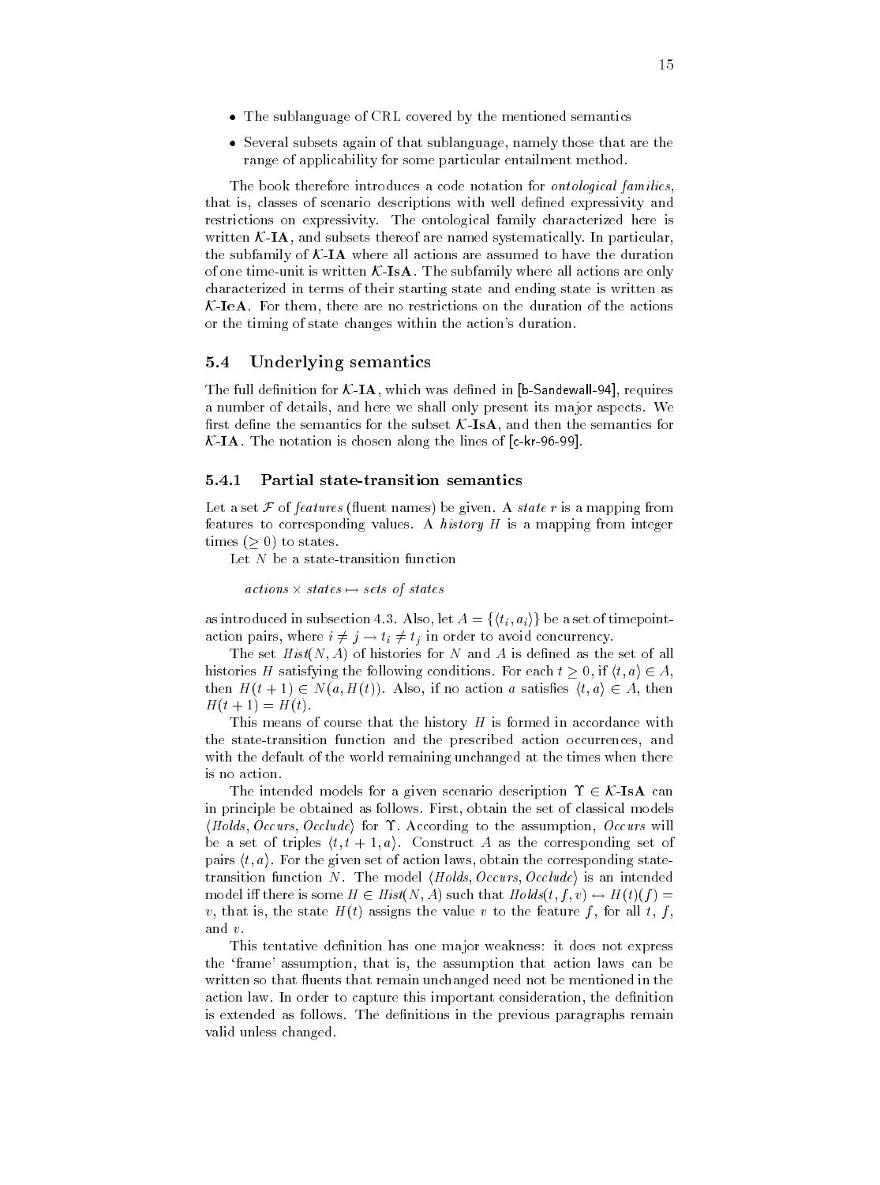- The sublanguage of CRL covered by the mentioned semantics
- Several subsets again of that sublanguage, namely those that are the range of applicability for some particular entailment method.

The book therefore introduces a code notation for *ontological families*, that is, classes of scenario descriptions with well defined expressivity and restrictions on expressivity. The ontological family characterized here is written $\mathcal{K}$-**IA**, and subsets thereof are named systematically. In particular, the subfamily of $\mathcal{K}$-**IA** where all actions are assumed to have the duration of one time-unit is written $\mathcal{K}$-**IsA**. The subfamily where all actions are only characterized in terms of their starting state and ending state is written as $\mathcal{K}$-**IeA**. For them, there are no restrictions on the duration of the actions or the timing of state changes within the action's duration.

## 5.4 Underlying semantics

The full definition for $\mathcal{K}$-**IA**, which was defined in [b-Sandewall-94], requires a number of details, and here we shall only present its major aspects. We first define the semantics for the subset $\mathcal{K}$-**IsA**, and then the semantics for $\mathcal{K}$-**IA**. The notation is chosen along the lines of [c-kr-96-99].

### 5.4.1 Partial state-transition semantics

Let a set $\mathcal{F}$ of *features* (fluent names) be given. A *state* $r$ is a mapping from features to corresponding values. A *history* $H$ is a mapping from integer times ($\geq 0$) to states.

Let $N$ be a state-transition function

$$actions \times states \mapsto sets\ of\ states$$

as introduced in subsection 4.3. Also, let $A = \{\langle t_i, a_i\rangle\}$ be a set of timepoint-action pairs, where $i \neq j \rightarrow t_i \neq t_j$ in order to avoid concurrency.

The set $Hist(N, A)$ of histories for $N$ and $A$ is defined as the set of all histories $H$ satisfying the following conditions. For each $t \geq 0$, if $\langle t, a\rangle \in A$, then $H(t+1) \in N(a, H(t))$. Also, if no action $a$ satisfies $\langle t, a\rangle \in A$, then $H(t+1) = H(t)$.

This means of course that the history $H$ is formed in accordance with the state-transition function and the prescribed action occurrences, and with the default of the world remaining unchanged at the times when there is no action.

The intended models for a given scenario description $\Upsilon \in \mathcal{K}$-**IsA** can in principle be obtained as follows. First, obtain the set of classical models $\langle Holds, Occurs, Occlude\rangle$ for $\Upsilon$. According to the assumption, $Occurs$ will be a set of triples $\langle t, t+1, a\rangle$. Construct $A$ as the corresponding set of pairs $\langle t, a\rangle$. For the given set of action laws, obtain the corresponding state-transition function $N$. The model $\langle Holds, Occurs, Occlude\rangle$ is an intended model iff there is some $H \in Hist(N, A)$ such that $Holds(t, f, v) \leftrightarrow H(t)(f) = v$, that is, the state $H(t)$ assigns the value $v$ to the feature $f$, for all $t$, $f$, and $v$.

This tentative definition has one major weakness: it does not express the 'frame' assumption, that is, the assumption that action laws can be written so that fluents that remain unchanged need not be mentioned in the action law. In order to capture this important consideration, the definition is extended as follows. The definitions in the previous paragraphs remain valid unless changed.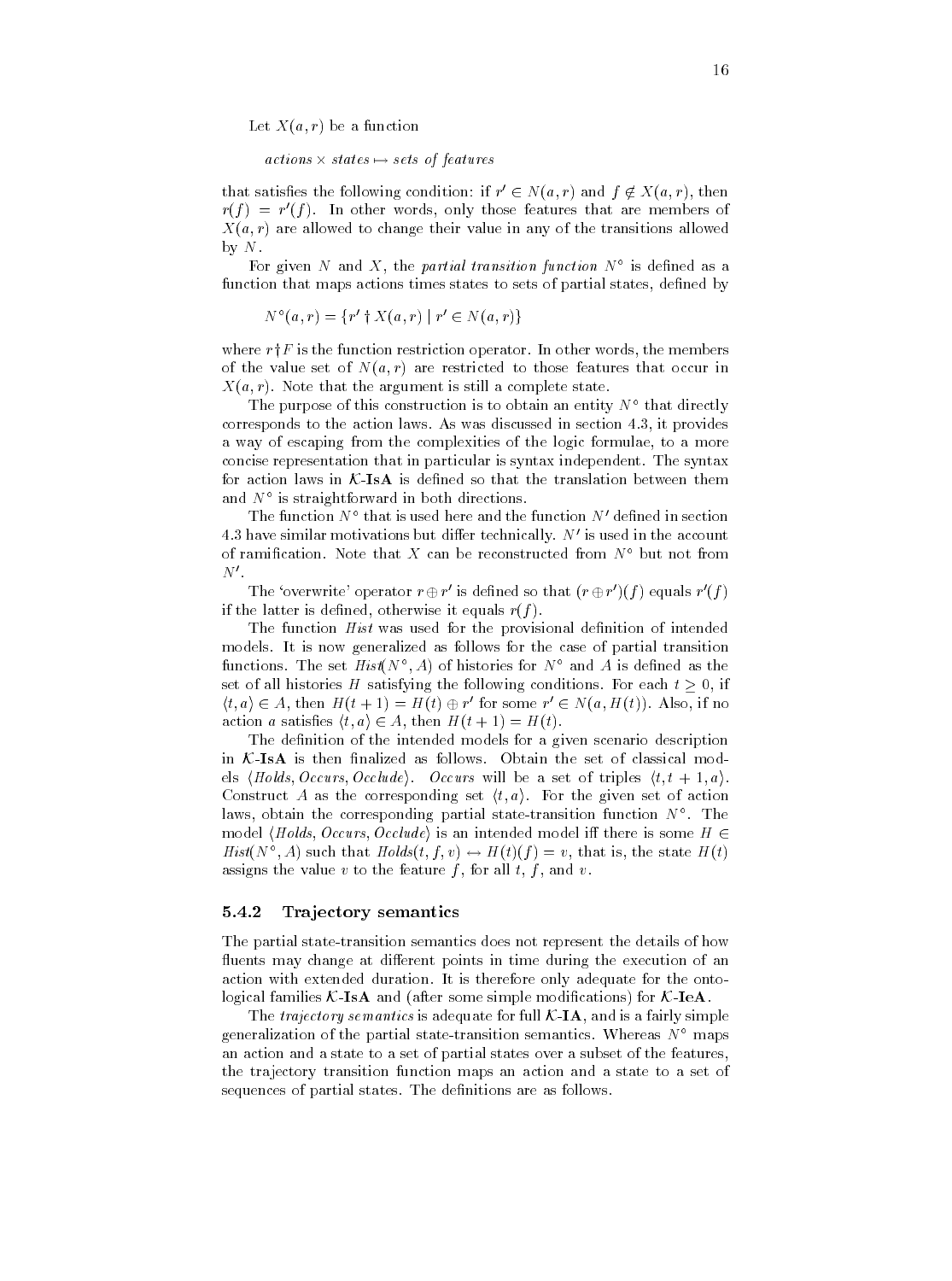Let $X(a, r)$ be a function

$$actions \times states \mapsto sets\ of\ features$$

that satisfies the following condition: if $r' \in N(a, r)$ and $f \notin X(a, r)$, then $r(f) = r'(f)$. In other words, only those features that are members of $X(a, r)$ are allowed to change their value in any of the transitions allowed by $N$.

For given $N$ and $X$, the *partial transition function* $N^\circ$ is defined as a function that maps actions times states to sets of partial states, defined by

$$N^\circ(a, r) = \{r' \dagger X(a, r) \mid r' \in N(a, r)\}$$

where $r \dagger F$ is the function restriction operator. In other words, the members of the value set of $N(a, r)$ are restricted to those features that occur in $X(a, r)$. Note that the argument is still a complete state.

The purpose of this construction is to obtain an entity $N^\circ$ that directly corresponds to the action laws. As was discussed in section 4.3, it provides a way of escaping from the complexities of the logic formulae, to a more concise representation that in particular is syntax independent. The syntax for action laws in $\mathcal{K}$-**IsA** is defined so that the translation between them and $N^\circ$ is straightforward in both directions.

The function $N^\circ$ that is used here and the function $N'$ defined in section 4.3 have similar motivations but differ technically. $N'$ is used in the account of ramification. Note that $X$ can be reconstructed from $N^\circ$ but not from $N'$.

The 'overwrite' operator $r \oplus r'$ is defined so that $(r \oplus r')(f)$ equals $r'(f)$ if the latter is defined, otherwise it equals $r(f)$.

The function *Hist* was used for the provisional definition of intended models. It is now generalized as follows for the case of partial transition functions. The set $Hist(N^\circ, A)$ of histories for $N^\circ$ and $A$ is defined as the set of all histories $H$ satisfying the following conditions. For each $t \geq 0$, if $\langle t, a \rangle \in A$, then $H(t+1) = H(t) \oplus r'$ for some $r' \in N(a, H(t))$. Also, if no action $a$ satisfies $\langle t, a \rangle \in A$, then $H(t+1) = H(t)$.

The definition of the intended models for a given scenario description in $\mathcal{K}$-**IsA** is then finalized as follows. Obtain the set of classical models $\langle Holds, Occurs, Occlude \rangle$. *Occurs* will be a set of triples $\langle t, t+1, a \rangle$. Construct $A$ as the corresponding set $\langle t, a \rangle$. For the given set of action laws, obtain the corresponding partial state-transition function $N^\circ$. The model $\langle Holds, Occurs, Occlude \rangle$ is an intended model iff there is some $H \in Hist(N^\circ, A)$ such that $Holds(t, f, v) \leftrightarrow H(t)(f) = v$, that is, the state $H(t)$ assigns the value $v$ to the feature $f$, for all $t$, $f$, and $v$.

### 5.4.2 Trajectory semantics

The partial state-transition semantics does not represent the details of how fluents may change at different points in time during the execution of an action with extended duration. It is therefore only adequate for the ontological families $\mathcal{K}$-**IsA** and (after some simple modifications) for $\mathcal{K}$-**IeA**.

The *trajectory semantics* is adequate for full $\mathcal{K}$-**IA**, and is a fairly simple generalization of the partial state-transition semantics. Whereas $N^\circ$ maps an action and a state to a set of partial states over a subset of the features, the trajectory transition function maps an action and a state to a set of sequences of partial states. The definitions are as follows.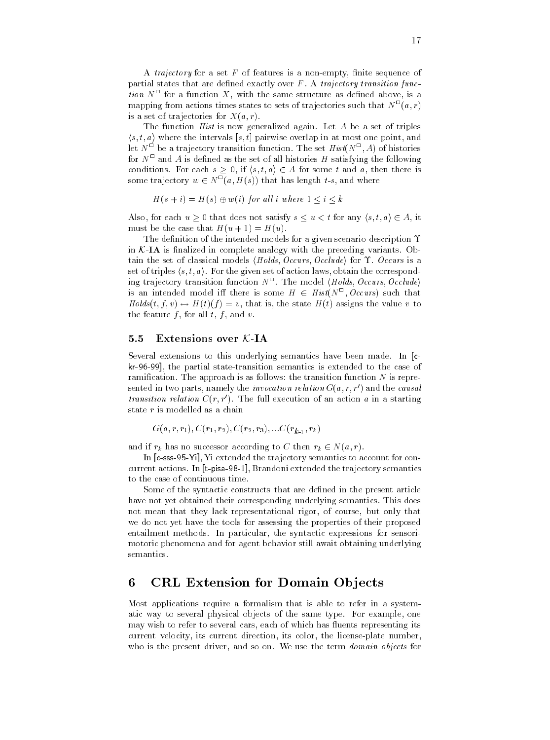A *trajectory* for a set $F$ of features is a non-empty, finite sequence of partial states that are defined exactly over $F$. A *trajectory transition function* $N^{\Box}$ for a function $X$, with the same structure as defined above, is a mapping from actions times states to sets of trajectories such that $N^{\Box}(a, r)$ is a set of trajectories for $X(a, r)$.

The function *Hist* is now generalized again. Let $A$ be a set of triples $\langle s, t, a \rangle$ where the intervals $[s, t]$ pairwise overlap in at most one point, and let $N^{\Box}$ be a trajectory transition function. The set $\mathit{Hist}(N^{\Box}, A)$ of histories for $N^{\Box}$ and $A$ is defined as the set of all histories $H$ satisfying the following conditions. For each $s \geq 0$, if $\langle s, t, a \rangle \in A$ for some $t$ and $a$, then there is some trajectory $w \in N^{\Box}(a, H(s))$ that has length $t$-$s$, and where

$$H(s + i) = H(s) \oplus w(i) \text{ for all } i \text{ where } 1 \leq i \leq k$$

Also, for each $u \geq 0$ that does not satisfy $s \leq u < t$ for any $\langle s, t, a \rangle \in A$, it must be the case that $H(u + 1) = H(u)$.

The definition of the intended models for a given scenario description $\Upsilon$ in $\mathcal{K}$-**IA** is finalized in complete analogy with the preceding variants. Obtain the set of classical models $\langle \mathit{Holds}, \mathit{Occurs}, \mathit{Occlude} \rangle$ for $\Upsilon$. *Occurs* is a set of triples $\langle s, t, a \rangle$. For the given set of action laws, obtain the corresponding trajectory transition function $N^{\Box}$. The model $\langle \mathit{Holds}, \mathit{Occurs}, \mathit{Occlude} \rangle$ is an intended model iff there is some $H \in \mathit{Hist}(N^{\Box}, \mathit{Occurs})$ such that $\mathit{Holds}(t, f, v) \leftrightarrow H(t)(f) = v$, that is, the state $H(t)$ assigns the value $v$ to the feature $f$, for all $t$, $f$, and $v$.

### 5.5 Extensions over $\mathcal{K}$-IA

Several extensions to this underlying semantics have been made. In [c-kr-96-99], the partial state-transition semantics is extended to the case of ramification. The approach is as follows: the transition function $N$ is represented in two parts, namely the *invocation relation* $G(a, r, r')$ and the *causal transition relation* $C(r, r')$. The full execution of an action $a$ in a starting state $r$ is modelled as a chain

$$G(a, r, r_1), C(r_1, r_2), C(r_2, r_3), \ldots C(r_{k-1}, r_k)$$

and if $r_k$ has no successor according to $C$ then $r_k \in N(a, r)$.

In [c-sss-95-Yi], Yi extended the trajectory semantics to account for concurrent actions. In [t-pisa-98-1], Brandoni extended the trajectory semantics to the case of continuous time.

Some of the syntactic constructs that are defined in the present article have not yet obtained their corresponding underlying semantics. This does not mean that they lack representational rigor, of course, but only that we do not yet have the tools for assessing the properties of their proposed entailment methods. In particular, the syntactic expressions for sensorimotoric phenomena and for agent behavior still await obtaining underlying semantics.

## 6 CRL Extension for Domain Objects

Most applications require a formalism that is able to refer in a systematic way to several physical objects of the same type. For example, one may wish to refer to several cars, each of which has fluents representing its current velocity, its current direction, its color, the license-plate number, who is the present driver, and so on. We use the term *domain objects* for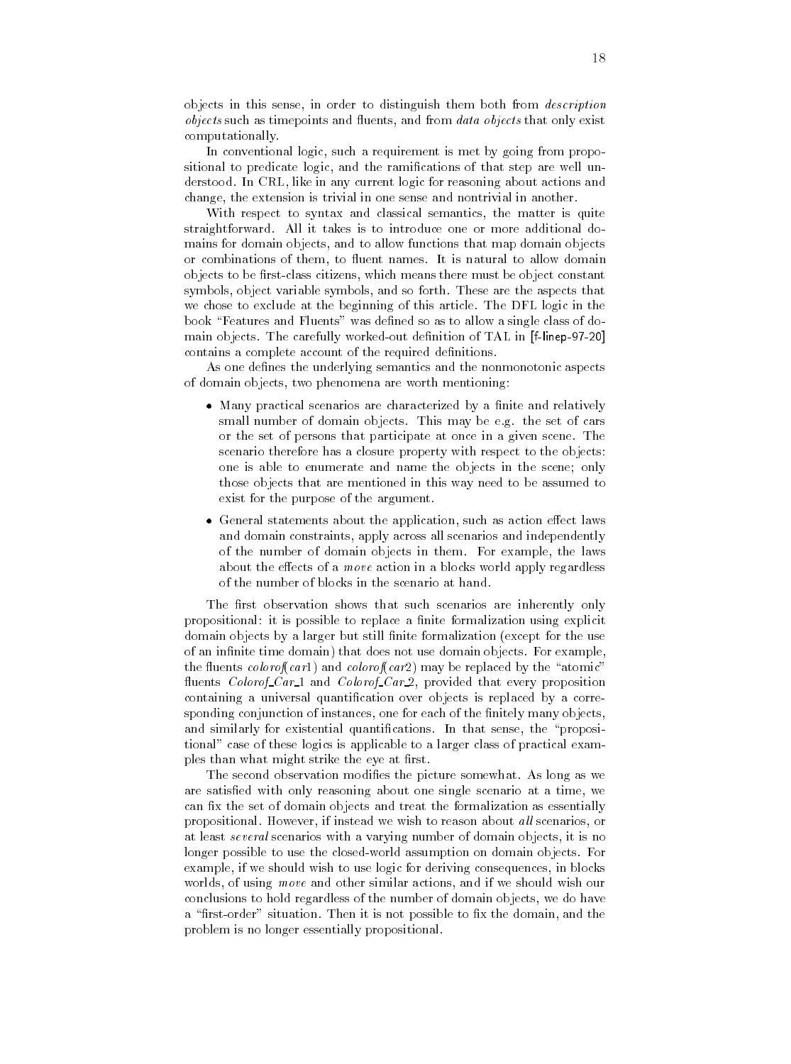objects in this sense, in order to distinguish them both from *description objects* such as timepoints and fluents, and from *data objects* that only exist computationally.

In conventional logic, such a requirement is met by going from propositional to predicate logic, and the ramifications of that step are well understood. In CRL, like in any current logic for reasoning about actions and change, the extension is trivial in one sense and nontrivial in another.

With respect to syntax and classical semantics, the matter is quite straightforward. All it takes is to introduce one or more additional domains for domain objects, and to allow functions that map domain objects or combinations of them, to fluent names. It is natural to allow domain objects to be first-class citizens, which means there must be object constant symbols, object variable symbols, and so forth. These are the aspects that we chose to exclude at the beginning of this article. The DFL logic in the book "Features and Fluents" was defined so as to allow a single class of domain objects. The carefully worked-out definition of TAL in [f-linep-97-20] contains a complete account of the required definitions.

As one defines the underlying semantics and the nonmonotonic aspects of domain objects, two phenomena are worth mentioning:

- Many practical scenarios are characterized by a finite and relatively small number of domain objects. This may be e.g. the set of cars or the set of persons that participate at once in a given scene. The scenario therefore has a closure property with respect to the objects: one is able to enumerate and name the objects in the scene; only those objects that are mentioned in this way need to be assumed to exist for the purpose of the argument.
- General statements about the application, such as action effect laws and domain constraints, apply across all scenarios and independently of the number of domain objects in them. For example, the laws about the effects of a *move* action in a blocks world apply regardless of the number of blocks in the scenario at hand.

The first observation shows that such scenarios are inherently only propositional: it is possible to replace a finite formalization using explicit domain objects by a larger but still finite formalization (except for the use of an infinite time domain) that does not use domain objects. For example, the fluents *colorof*(*car*1) and *colorof*(*car*2) may be replaced by the "atomic" fluents *Colorof_Car_1* and *Colorof_Car_2*, provided that every proposition containing a universal quantification over objects is replaced by a corresponding conjunction of instances, one for each of the finitely many objects, and similarly for existential quantifications. In that sense, the "propositional" case of these logics is applicable to a larger class of practical examples than what might strike the eye at first.

The second observation modifies the picture somewhat. As long as we are satisfied with only reasoning about one single scenario at a time, we can fix the set of domain objects and treat the formalization as essentially propositional. However, if instead we wish to reason about *all* scenarios, or at least *several* scenarios with a varying number of domain objects, it is no longer possible to use the closed-world assumption on domain objects. For example, if we should wish to use logic for deriving consequences, in blocks worlds, of using *move* and other similar actions, and if we should wish our conclusions to hold regardless of the number of domain objects, we do have a "first-order" situation. Then it is not possible to fix the domain, and the problem is no longer essentially propositional.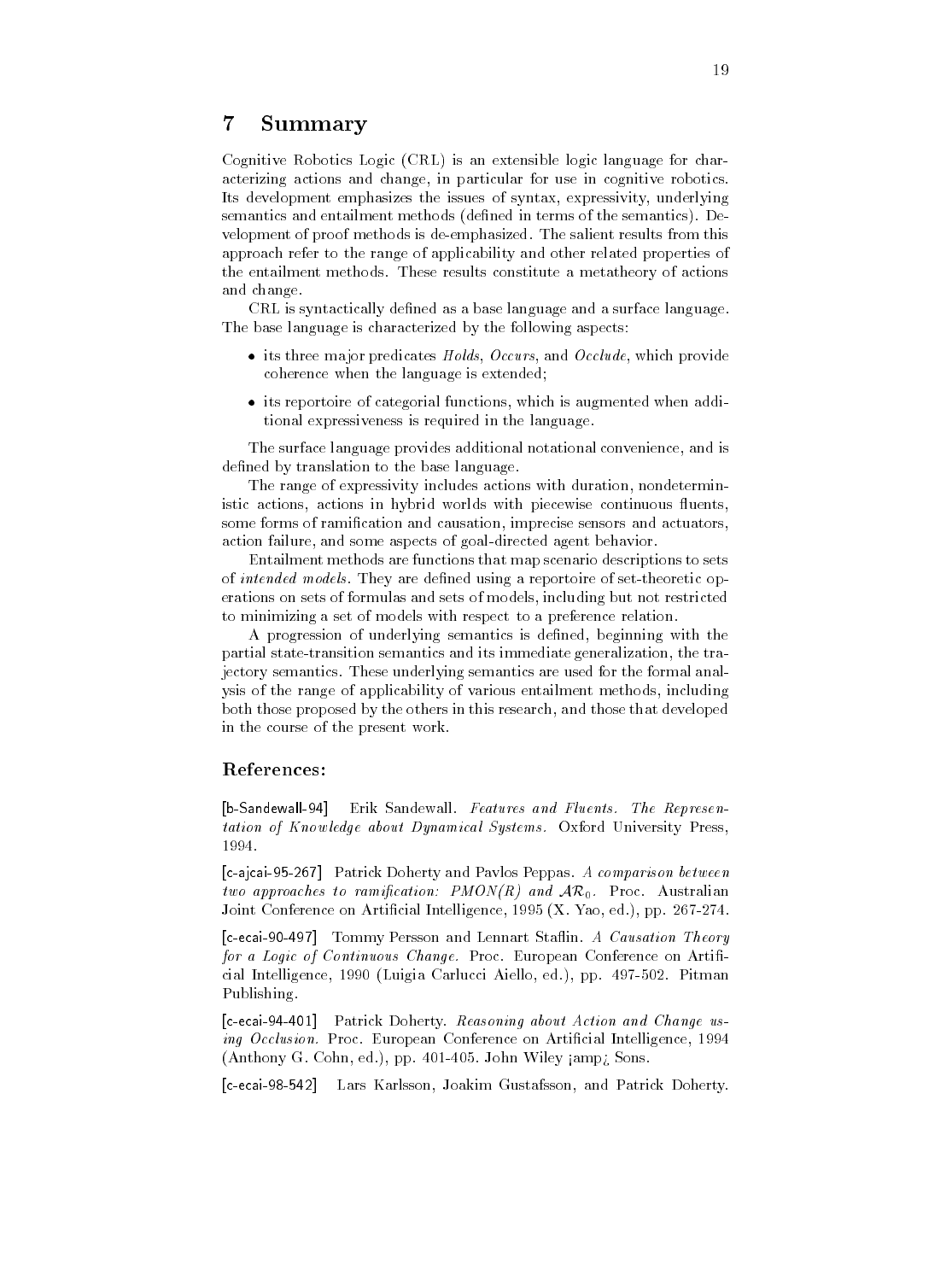## 7 Summary

Cognitive Robotics Logic (CRL) is an extensible logic language for characterizing actions and change, in particular for use in cognitive robotics. Its development emphasizes the issues of syntax, expressivity, underlying semantics and entailment methods (defined in terms of the semantics). Development of proof methods is de-emphasized. The salient results from this approach refer to the range of applicability and other related properties of the entailment methods. These results constitute a metatheory of actions and change.

CRL is syntactically defined as a base language and a surface language. The base language is characterized by the following aspects:

- its three major predicates *Holds*, *Occurs*, and *Occlude*, which provide coherence when the language is extended;
- its reportoire of categorial functions, which is augmented when additional expressiveness is required in the language.

The surface language provides additional notational convenience, and is defined by translation to the base language.

The range of expressivity includes actions with duration, nondeterministic actions, actions in hybrid worlds with piecewise continuous fluents, some forms of ramification and causation, imprecise sensors and actuators, action failure, and some aspects of goal-directed agent behavior.

Entailment methods are functions that map scenario descriptions to sets of *intended models*. They are defined using a reportoire of set-theoretic operations on sets of formulas and sets of models, including but not restricted to minimizing a set of models with respect to a preference relation.

A progression of underlying semantics is defined, beginning with the partial state-transition semantics and its immediate generalization, the trajectory semantics. These underlying semantics are used for the formal analysis of the range of applicability of various entailment methods, including both those proposed by the others in this research, and those that developed in the course of the present work.

### References:

[b-Sandewall-94] Erik Sandewall. *Features and Fluents. The Representation of Knowledge about Dynamical Systems.* Oxford University Press, 1994.

[c-ajcai-95-267] Patrick Doherty and Pavlos Peppas. *A comparison between two approaches to ramification: PMON(R) and $\mathcal{AR}_0$.* Proc. Australian Joint Conference on Artificial Intelligence, 1995 (X. Yao, ed.), pp. 267-274.

[c-ecai-90-497] Tommy Persson and Lennart Staflin. *A Causation Theory for a Logic of Continuous Change.* Proc. European Conference on Artificial Intelligence, 1990 (Luigia Carlucci Aiello, ed.), pp. 497-502. Pitman Publishing.

[c-ecai-94-401] Patrick Doherty. *Reasoning about Action and Change using Occlusion.* Proc. European Conference on Artificial Intelligence, 1994 (Anthony G. Cohn, ed.), pp. 401-405. John Wiley ¡amp¿ Sons.

[c-ecai-98-542] Lars Karlsson, Joakim Gustafsson, and Patrick Doherty.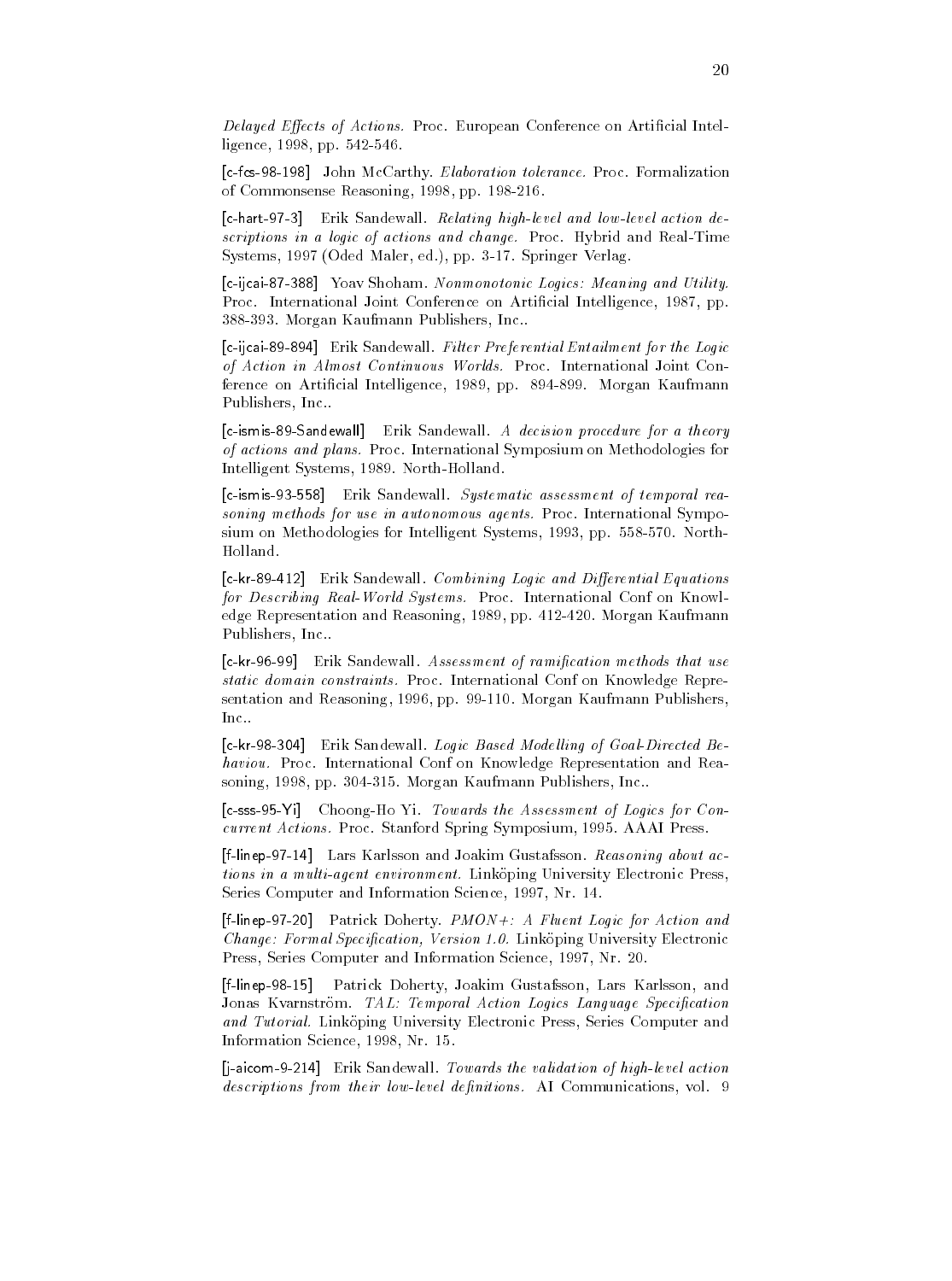*Delayed Effects of Actions.* Proc. European Conference on Artificial Intelligence, 1998, pp. 542-546.

[c-fcs-98-198] John McCarthy. *Elaboration tolerance.* Proc. Formalization of Commonsense Reasoning, 1998, pp. 198-216.

[c-hart-97-3] Erik Sandewall. *Relating high-level and low-level action descriptions in a logic of actions and change.* Proc. Hybrid and Real-Time Systems, 1997 (Oded Maler, ed.), pp. 3-17. Springer Verlag.

[c-ijcai-87-388] Yoav Shoham. *Nonmonotonic Logics: Meaning and Utility.* Proc. International Joint Conference on Artificial Intelligence, 1987, pp. 388-393. Morgan Kaufmann Publishers, Inc..

[c-ijcai-89-894] Erik Sandewall. *Filter Preferential Entailment for the Logic of Action in Almost Continuous Worlds.* Proc. International Joint Conference on Artificial Intelligence, 1989, pp. 894-899. Morgan Kaufmann Publishers, Inc..

[c-ismis-89-Sandewall] Erik Sandewall. *A decision procedure for a theory of actions and plans.* Proc. International Symposium on Methodologies for Intelligent Systems, 1989. North-Holland.

[c-ismis-93-558] Erik Sandewall. *Systematic assessment of temporal reasoning methods for use in autonomous agents.* Proc. International Symposium on Methodologies for Intelligent Systems, 1993, pp. 558-570. North-Holland.

[c-kr-89-412] Erik Sandewall. *Combining Logic and Differential Equations for Describing Real-World Systems.* Proc. International Conf on Knowledge Representation and Reasoning, 1989, pp. 412-420. Morgan Kaufmann Publishers, Inc..

[c-kr-96-99] Erik Sandewall. *Assessment of ramification methods that use static domain constraints.* Proc. International Conf on Knowledge Representation and Reasoning, 1996, pp. 99-110. Morgan Kaufmann Publishers, Inc..

[c-kr-98-304] Erik Sandewall. *Logic Based Modelling of Goal-Directed Behaviou.* Proc. International Conf on Knowledge Representation and Reasoning, 1998, pp. 304-315. Morgan Kaufmann Publishers, Inc..

[c-sss-95-Yi] Choong-Ho Yi. *Towards the Assessment of Logics for Concurrent Actions.* Proc. Stanford Spring Symposium, 1995. AAAI Press.

[f-linep-97-14] Lars Karlsson and Joakim Gustafsson. *Reasoning about actions in a multi-agent environment.* Linköping University Electronic Press, Series Computer and Information Science, 1997, Nr. 14.

[f-linep-97-20] Patrick Doherty. *PMON+: A Fluent Logic for Action and Change: Formal Specification, Version 1.0.* Linköping University Electronic Press, Series Computer and Information Science, 1997, Nr. 20.

[f-linep-98-15] Patrick Doherty, Joakim Gustafsson, Lars Karlsson, and Jonas Kvarnström. *TAL: Temporal Action Logics Language Specification and Tutorial.* Linköping University Electronic Press, Series Computer and Information Science, 1998, Nr. 15.

[j-aicom-9-214] Erik Sandewall. *Towards the validation of high-level action descriptions from their low-level definitions.* AI Communications, vol. 9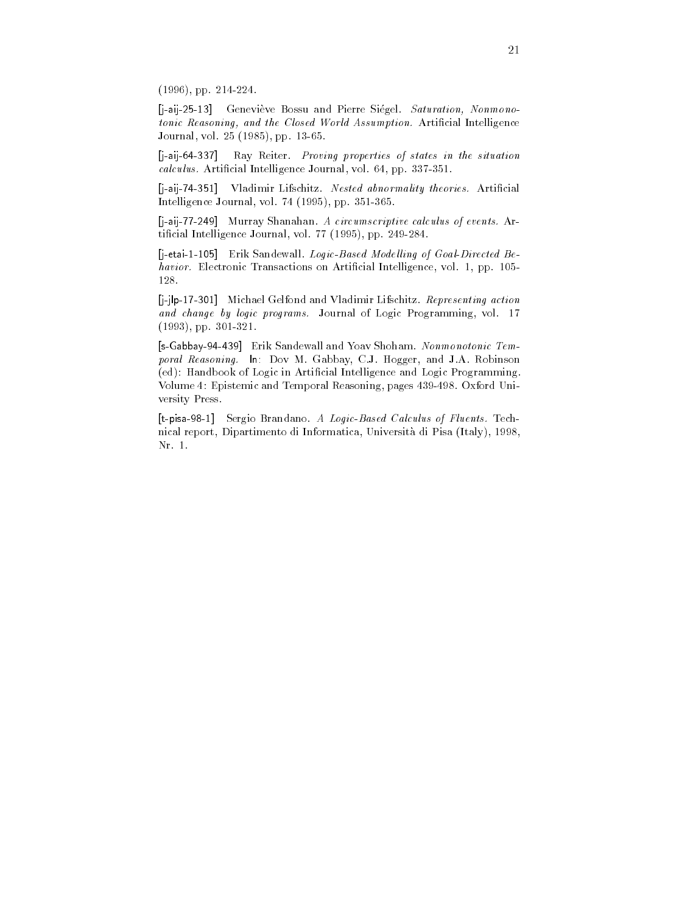(1996), pp. 214-224.

[j-aij-25-13] Geneviève Bossu and Pierre Siégel. *Saturation, Nonmonotonic Reasoning, and the Closed World Assumption.* Artificial Intelligence Journal, vol. 25 (1985), pp. 13-65.

[j-aij-64-337] Ray Reiter. *Proving properties of states in the situation calculus.* Artificial Intelligence Journal, vol. 64, pp. 337-351.

[j-aij-74-351] Vladimir Lifschitz. *Nested abnormality theories.* Artificial Intelligence Journal, vol. 74 (1995), pp. 351-365.

[j-aij-77-249] Murray Shanahan. *A circumscriptive calculus of events.* Artificial Intelligence Journal, vol. 77 (1995), pp. 249-284.

[j-etai-1-105] Erik Sandewall. *Logic-Based Modelling of Goal-Directed Behavior.* Electronic Transactions on Artificial Intelligence, vol. 1, pp. 105-128.

[j-jlp-17-301] Michael Gelfond and Vladimir Lifschitz. *Representing action and change by logic programs.* Journal of Logic Programming, vol. 17 (1993), pp. 301-321.

[s-Gabbay-94-439] Erik Sandewall and Yoav Shoham. *Nonmonotonic Temporal Reasoning.* In: Dov M. Gabbay, C.J. Hogger, and J.A. Robinson (ed): Handbook of Logic in Artificial Intelligence and Logic Programming. Volume 4: Epistemic and Temporal Reasoning, pages 439-498. Oxford University Press.

[t-pisa-98-1] Sergio Brandano. *A Logic-Based Calculus of Fluents.* Technical report, Dipartimento di Informatica, Università di Pisa (Italy), 1998, Nr. 1.